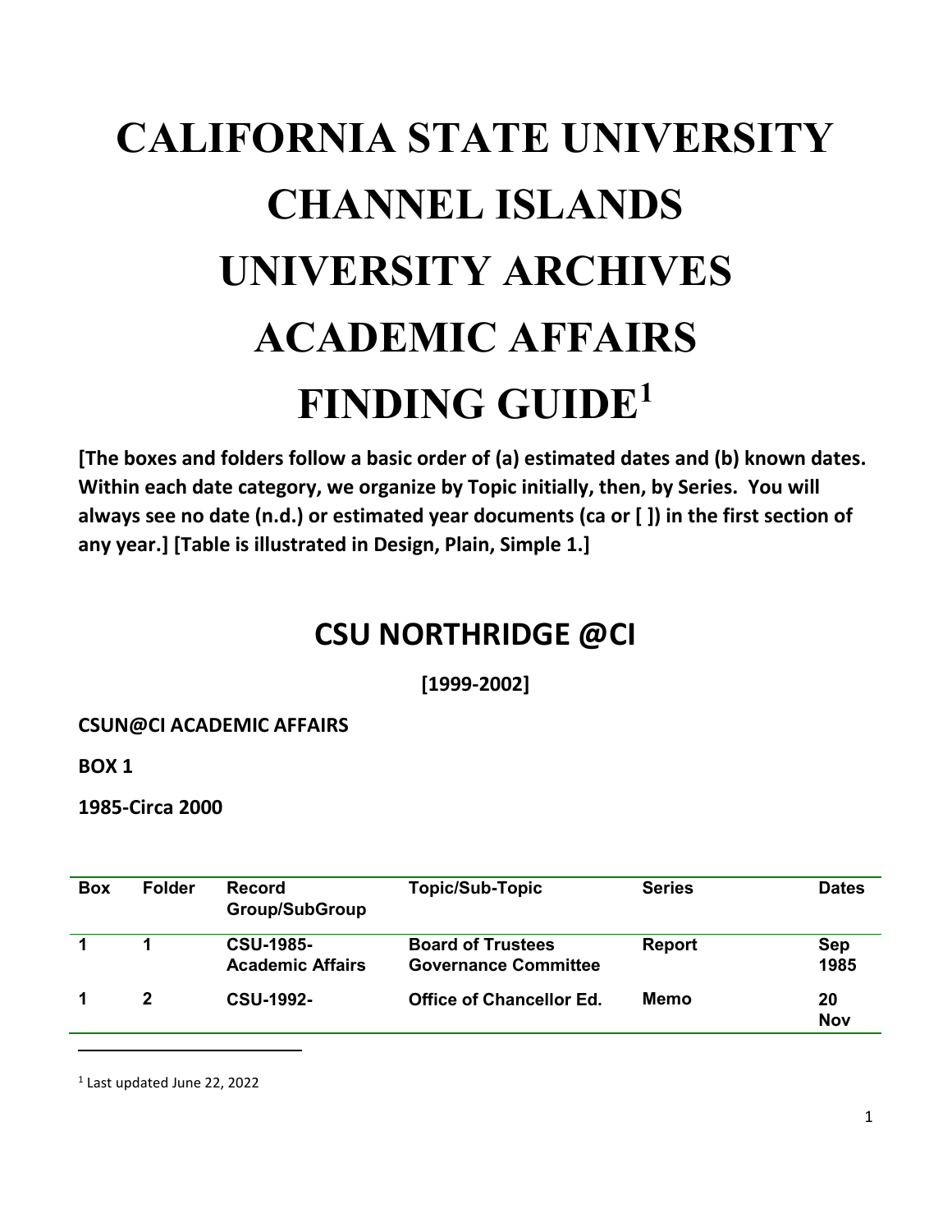# CALIFORNIA STATE UNIVERSITY CHANNEL ISLANDS UNIVERSITY ARCHIVES ACADEMIC AFFAIRS FINDING GUIDE[1]

**[The boxes and folders follow a basic order of (a) estimated dates and (b) known dates. Within each date category, we organize by Topic initially, then, by Series. You will always see no date (n.d.) or estimated year documents (ca or [ ]) in the first section of any year.] [Table is illustrated in Design, Plain, Simple 1.]**

## CSU NORTHRIDGE @CI

**[1999-2002]**

**CSUN@CI ACADEMIC AFFAIRS**

**BOX 1**

**1985-Circa 2000**

| Box | Folder | Record Group/SubGroup | Topic/Sub-Topic | Series | Dates |
|---|---|---|---|---|---|
| 1 | 1 | CSU-1985-Academic Affairs | Board of Trustees Governance Committee | Report | Sep 1985 |
| 1 | 2 | CSU-1992- | Office of Chancellor Ed. | Memo | 20 Nov |

[1] Last updated June 22, 2022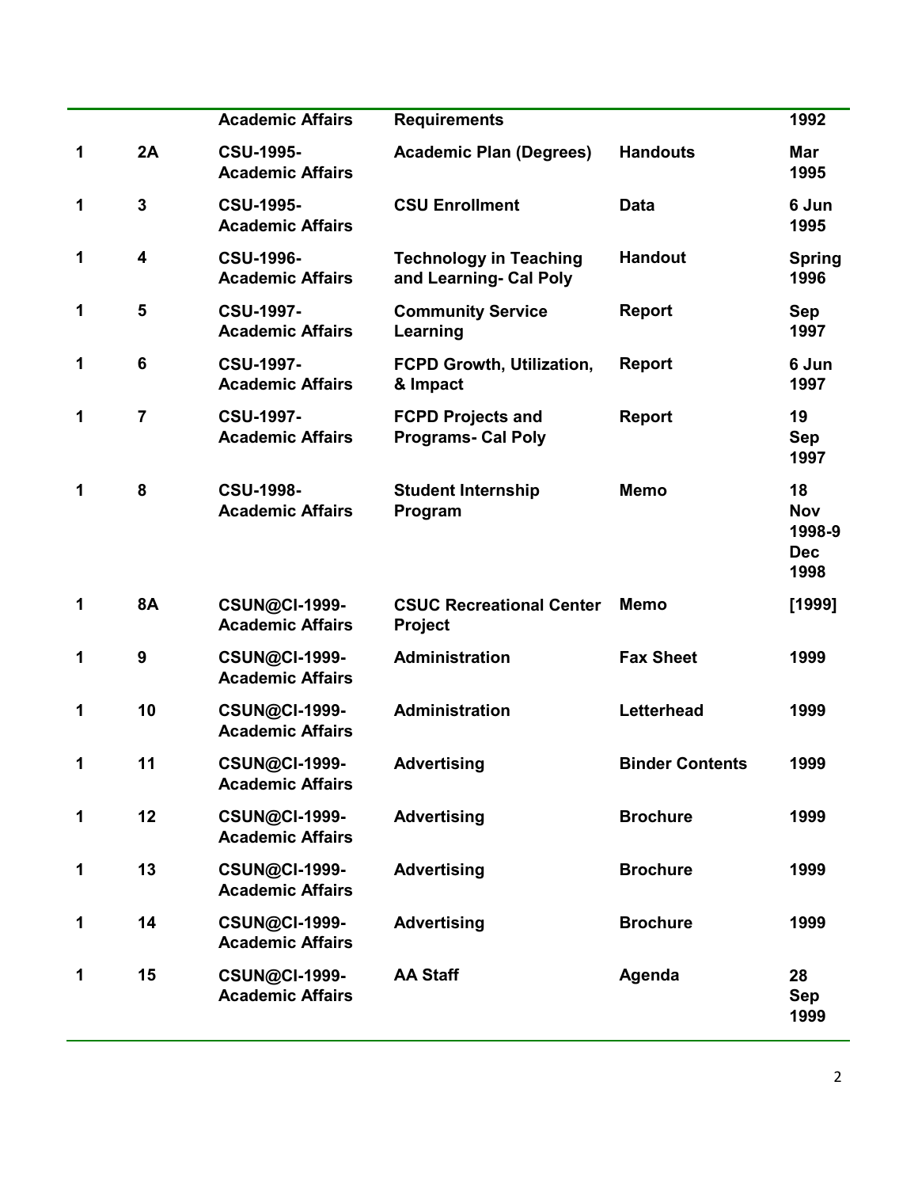| | | Academic Affairs | Requirements | | 1992 |
|---|---|---|---|---|---|
| 1 | 2A | CSU-1995-Academic Affairs | Academic Plan (Degrees) | Handouts | Mar 1995 |
| 1 | 3 | CSU-1995-Academic Affairs | CSU Enrollment | Data | 6 Jun 1995 |
| 1 | 4 | CSU-1996-Academic Affairs | Technology in Teaching and Learning- Cal Poly | Handout | Spring 1996 |
| 1 | 5 | CSU-1997-Academic Affairs | Community Service Learning | Report | Sep 1997 |
| 1 | 6 | CSU-1997-Academic Affairs | FCPD Growth, Utilization, & Impact | Report | 6 Jun 1997 |
| 1 | 7 | CSU-1997-Academic Affairs | FCPD Projects and Programs- Cal Poly | Report | 19 Sep 1997 |
| 1 | 8 | CSU-1998-Academic Affairs | Student Internship Program | Memo | 18 Nov 1998-9 Dec 1998 |
| 1 | 8A | CSUN@CI-1999-Academic Affairs | CSUC Recreational Center Project | Memo | [1999] |
| 1 | 9 | CSUN@CI-1999-Academic Affairs | Administration | Fax Sheet | 1999 |
| 1 | 10 | CSUN@CI-1999-Academic Affairs | Administration | Letterhead | 1999 |
| 1 | 11 | CSUN@CI-1999-Academic Affairs | Advertising | Binder Contents | 1999 |
| 1 | 12 | CSUN@CI-1999-Academic Affairs | Advertising | Brochure | 1999 |
| 1 | 13 | CSUN@CI-1999-Academic Affairs | Advertising | Brochure | 1999 |
| 1 | 14 | CSUN@CI-1999-Academic Affairs | Advertising | Brochure | 1999 |
| 1 | 15 | CSUN@CI-1999-Academic Affairs | AA Staff | Agenda | 28 Sep 1999 |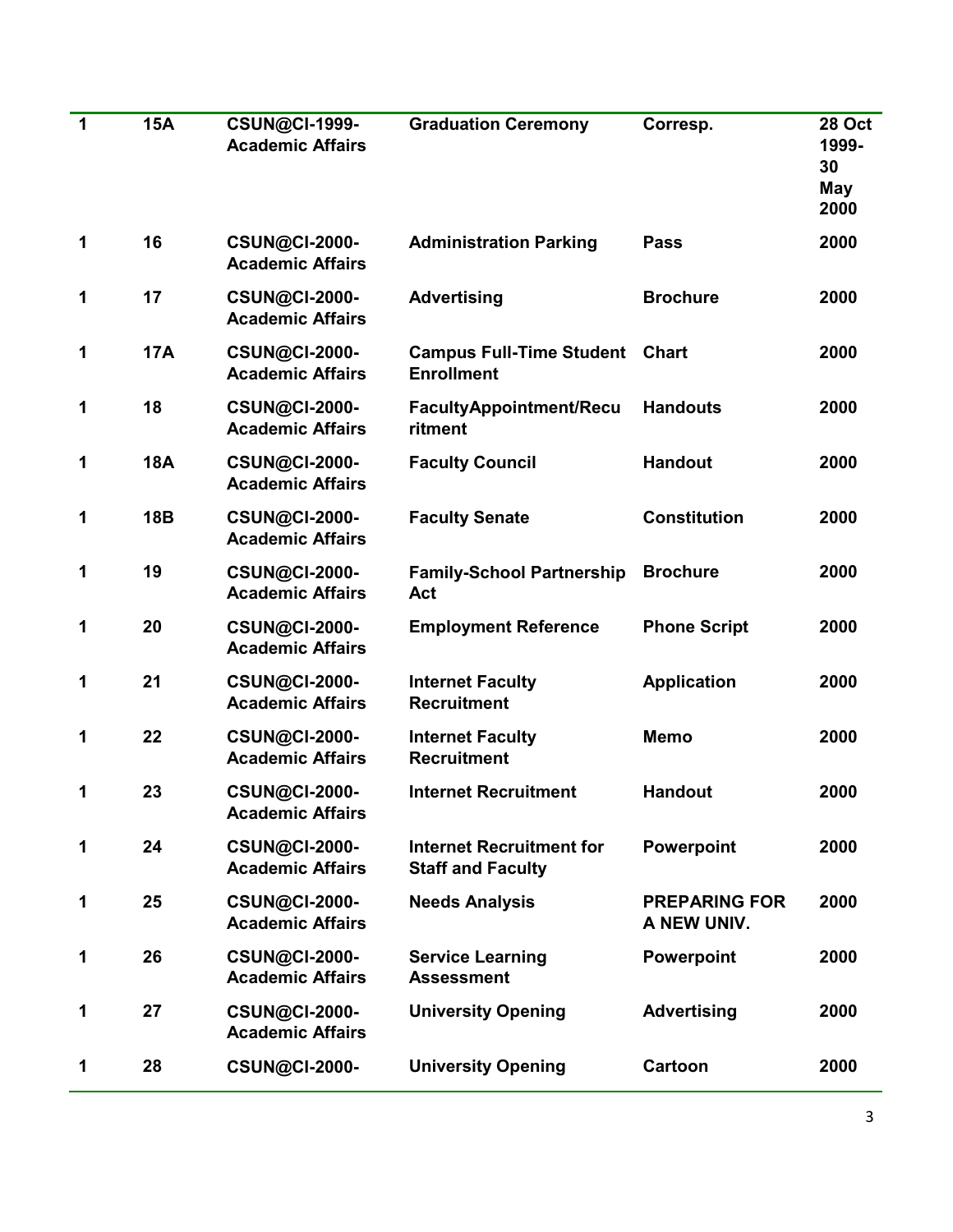| 1 | 15A | CSUN@CI-1999-Academic Affairs | Graduation Ceremony | Corresp. | 28 Oct 1999-30 May 2000 |
|---|---|---|---|---|---|
| 1 | 16 | CSUN@CI-2000-Academic Affairs | Administration Parking | Pass | 2000 |
| 1 | 17 | CSUN@CI-2000-Academic Affairs | Advertising | Brochure | 2000 |
| 1 | 17A | CSUN@CI-2000-Academic Affairs | Campus Full-Time Student Enrollment | Chart | 2000 |
| 1 | 18 | CSUN@CI-2000-Academic Affairs | FacultyAppointment/Recruitment | Handouts | 2000 |
| 1 | 18A | CSUN@CI-2000-Academic Affairs | Faculty Council | Handout | 2000 |
| 1 | 18B | CSUN@CI-2000-Academic Affairs | Faculty Senate | Constitution | 2000 |
| 1 | 19 | CSUN@CI-2000-Academic Affairs | Family-School Partnership Act | Brochure | 2000 |
| 1 | 20 | CSUN@CI-2000-Academic Affairs | Employment Reference | Phone Script | 2000 |
| 1 | 21 | CSUN@CI-2000-Academic Affairs | Internet Faculty Recruitment | Application | 2000 |
| 1 | 22 | CSUN@CI-2000-Academic Affairs | Internet Faculty Recruitment | Memo | 2000 |
| 1 | 23 | CSUN@CI-2000-Academic Affairs | Internet Recruitment | Handout | 2000 |
| 1 | 24 | CSUN@CI-2000-Academic Affairs | Internet Recruitment for Staff and Faculty | Powerpoint | 2000 |
| 1 | 25 | CSUN@CI-2000-Academic Affairs | Needs Analysis | PREPARING FOR A NEW UNIV. | 2000 |
| 1 | 26 | CSUN@CI-2000-Academic Affairs | Service Learning Assessment | Powerpoint | 2000 |
| 1 | 27 | CSUN@CI-2000-Academic Affairs | University Opening | Advertising | 2000 |
| 1 | 28 | CSUN@CI-2000- | University Opening | Cartoon | 2000 |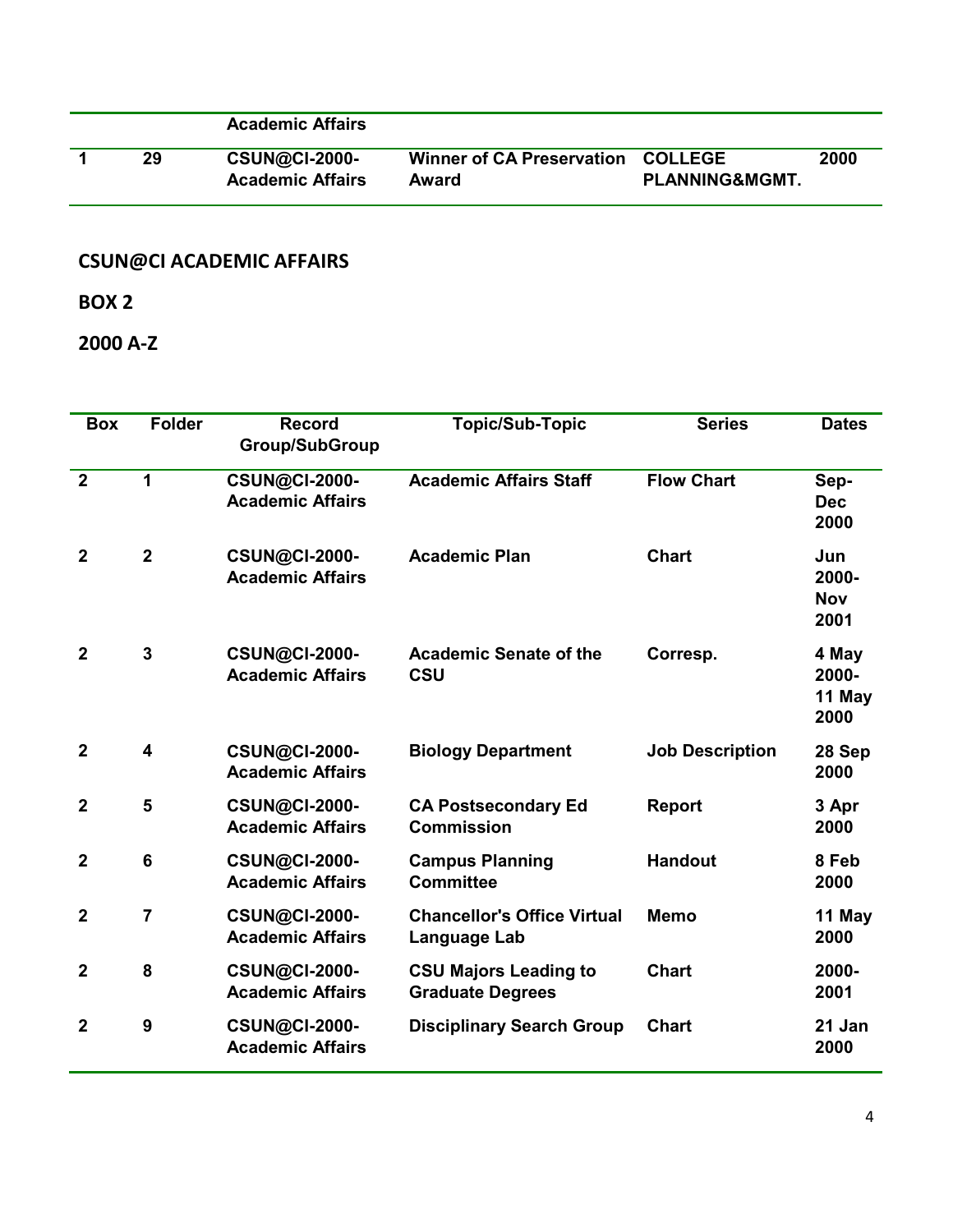| | | Academic Affairs | | | |
|---|---|---|---|---|---|
| 1 | 29 | CSUN@CI-2000-Academic Affairs | Winner of CA Preservation Award | COLLEGE PLANNING&MGMT. | 2000 |

**CSUN@CI ACADEMIC AFFAIRS**

**BOX 2**

**2000 A-Z**

| Box | Folder | Record Group/SubGroup | Topic/Sub-Topic | Series | Dates |
|---|---|---|---|---|---|
| 2 | 1 | CSUN@CI-2000-Academic Affairs | Academic Affairs Staff | Flow Chart | Sep-Dec 2000 |
| 2 | 2 | CSUN@CI-2000-Academic Affairs | Academic Plan | Chart | Jun 2000-Nov 2001 |
| 2 | 3 | CSUN@CI-2000-Academic Affairs | Academic Senate of the CSU | Corresp. | 4 May 2000-11 May 2000 |
| 2 | 4 | CSUN@CI-2000-Academic Affairs | Biology Department | Job Description | 28 Sep 2000 |
| 2 | 5 | CSUN@CI-2000-Academic Affairs | CA Postsecondary Ed Commission | Report | 3 Apr 2000 |
| 2 | 6 | CSUN@CI-2000-Academic Affairs | Campus Planning Committee | Handout | 8 Feb 2000 |
| 2 | 7 | CSUN@CI-2000-Academic Affairs | Chancellor's Office Virtual Language Lab | Memo | 11 May 2000 |
| 2 | 8 | CSUN@CI-2000-Academic Affairs | CSU Majors Leading to Graduate Degrees | Chart | 2000-2001 |
| 2 | 9 | CSUN@CI-2000-Academic Affairs | Disciplinary Search Group | Chart | 21 Jan 2000 |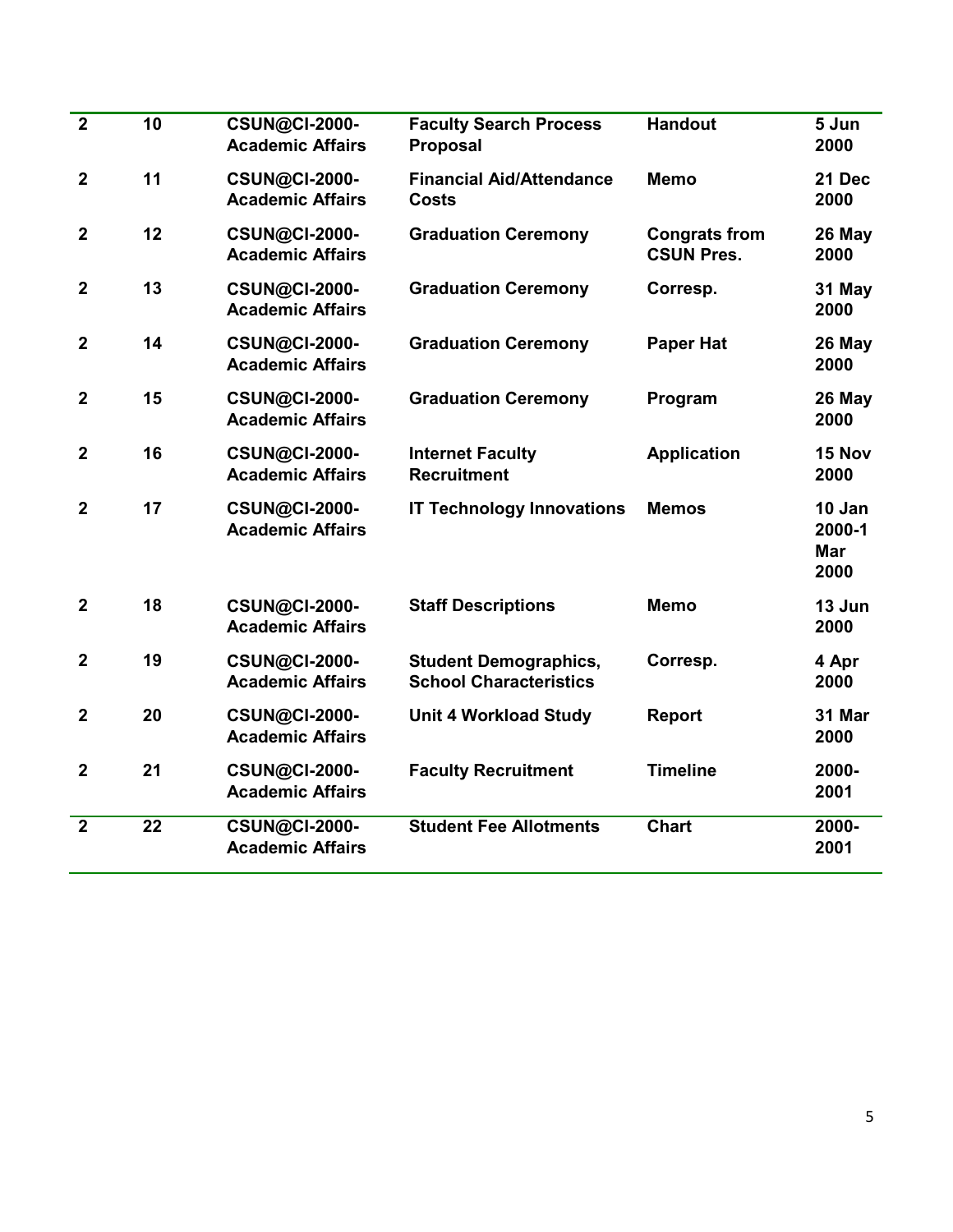| | | | | | |
|---|---|---|---|---|---|
| **2** | **10** | **CSUN@CI-2000-Academic Affairs** | **Faculty Search Process Proposal** | **Handout** | **5 Jun 2000** |
| **2** | **11** | **CSUN@CI-2000-Academic Affairs** | **Financial Aid/Attendance Costs** | **Memo** | **21 Dec 2000** |
| **2** | **12** | **CSUN@CI-2000-Academic Affairs** | **Graduation Ceremony** | **Congrats from CSUN Pres.** | **26 May 2000** |
| **2** | **13** | **CSUN@CI-2000-Academic Affairs** | **Graduation Ceremony** | **Corresp.** | **31 May 2000** |
| **2** | **14** | **CSUN@CI-2000-Academic Affairs** | **Graduation Ceremony** | **Paper Hat** | **26 May 2000** |
| **2** | **15** | **CSUN@CI-2000-Academic Affairs** | **Graduation Ceremony** | **Program** | **26 May 2000** |
| **2** | **16** | **CSUN@CI-2000-Academic Affairs** | **Internet Faculty Recruitment** | **Application** | **15 Nov 2000** |
| **2** | **17** | **CSUN@CI-2000-Academic Affairs** | **IT Technology Innovations** | **Memos** | **10 Jan 2000-1 Mar 2000** |
| **2** | **18** | **CSUN@CI-2000-Academic Affairs** | **Staff Descriptions** | **Memo** | **13 Jun 2000** |
| **2** | **19** | **CSUN@CI-2000-Academic Affairs** | **Student Demographics, School Characteristics** | **Corresp.** | **4 Apr 2000** |
| **2** | **20** | **CSUN@CI-2000-Academic Affairs** | **Unit 4 Workload Study** | **Report** | **31 Mar 2000** |
| **2** | **21** | **CSUN@CI-2000-Academic Affairs** | **Faculty Recruitment** | **Timeline** | **2000-2001** |
| **2** | **22** | **CSUN@CI-2000-Academic Affairs** | **Student Fee Allotments** | **Chart** | **2000-2001** |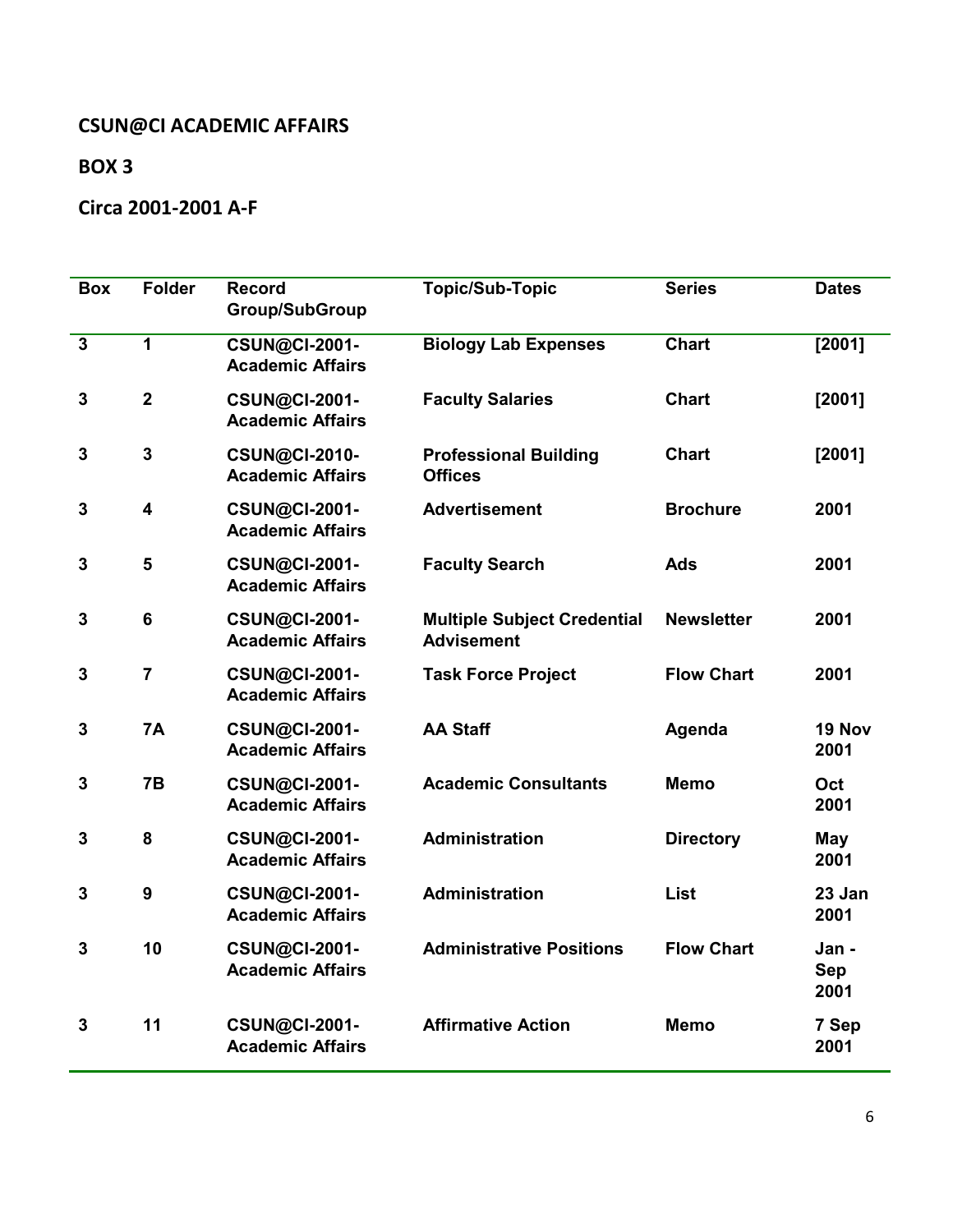**CSUN@CI ACADEMIC AFFAIRS**

**BOX 3**

**Circa 2001-2001 A-F**

| Box | Folder | Record Group/SubGroup | Topic/Sub-Topic | Series | Dates |
|---|---|---|---|---|---|
| 3 | 1 | CSUN@CI-2001-Academic Affairs | Biology Lab Expenses | Chart | [2001] |
| 3 | 2 | CSUN@CI-2001-Academic Affairs | Faculty Salaries | Chart | [2001] |
| 3 | 3 | CSUN@CI-2010-Academic Affairs | Professional Building Offices | Chart | [2001] |
| 3 | 4 | CSUN@CI-2001-Academic Affairs | Advertisement | Brochure | 2001 |
| 3 | 5 | CSUN@CI-2001-Academic Affairs | Faculty Search | Ads | 2001 |
| 3 | 6 | CSUN@CI-2001-Academic Affairs | Multiple Subject Credential Advisement | Newsletter | 2001 |
| 3 | 7 | CSUN@CI-2001-Academic Affairs | Task Force Project | Flow Chart | 2001 |
| 3 | 7A | CSUN@CI-2001-Academic Affairs | AA Staff | Agenda | 19 Nov 2001 |
| 3 | 7B | CSUN@CI-2001-Academic Affairs | Academic Consultants | Memo | Oct 2001 |
| 3 | 8 | CSUN@CI-2001-Academic Affairs | Administration | Directory | May 2001 |
| 3 | 9 | CSUN@CI-2001-Academic Affairs | Administration | List | 23 Jan 2001 |
| 3 | 10 | CSUN@CI-2001-Academic Affairs | Administrative Positions | Flow Chart | Jan - Sep 2001 |
| 3 | 11 | CSUN@CI-2001-Academic Affairs | Affirmative Action | Memo | 7 Sep 2001 |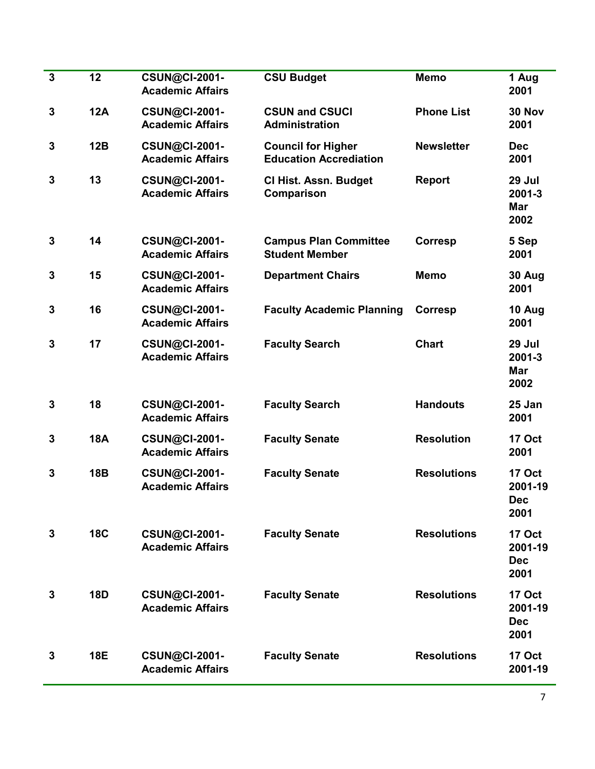| | | | | | |
|---|---|---|---|---|---|
| **3** | **12** | **CSUN@CI-2001-Academic Affairs** | **CSU Budget** | **Memo** | **1 Aug 2001** |
| **3** | **12A** | **CSUN@CI-2001-Academic Affairs** | **CSUN and CSUCI Administration** | **Phone List** | **30 Nov 2001** |
| **3** | **12B** | **CSUN@CI-2001-Academic Affairs** | **Council for Higher Education Accrediation** | **Newsletter** | **Dec 2001** |
| **3** | **13** | **CSUN@CI-2001-Academic Affairs** | **CI Hist. Assn. Budget Comparison** | **Report** | **29 Jul 2001-3 Mar 2002** |
| **3** | **14** | **CSUN@CI-2001-Academic Affairs** | **Campus Plan Committee Student Member** | **Corresp** | **5 Sep 2001** |
| **3** | **15** | **CSUN@CI-2001-Academic Affairs** | **Department Chairs** | **Memo** | **30 Aug 2001** |
| **3** | **16** | **CSUN@CI-2001-Academic Affairs** | **Faculty Academic Planning** | **Corresp** | **10 Aug 2001** |
| **3** | **17** | **CSUN@CI-2001-Academic Affairs** | **Faculty Search** | **Chart** | **29 Jul 2001-3 Mar 2002** |
| **3** | **18** | **CSUN@CI-2001-Academic Affairs** | **Faculty Search** | **Handouts** | **25 Jan 2001** |
| **3** | **18A** | **CSUN@CI-2001-Academic Affairs** | **Faculty Senate** | **Resolution** | **17 Oct 2001** |
| **3** | **18B** | **CSUN@CI-2001-Academic Affairs** | **Faculty Senate** | **Resolutions** | **17 Oct 2001-19 Dec 2001** |
| **3** | **18C** | **CSUN@CI-2001-Academic Affairs** | **Faculty Senate** | **Resolutions** | **17 Oct 2001-19 Dec 2001** |
| **3** | **18D** | **CSUN@CI-2001-Academic Affairs** | **Faculty Senate** | **Resolutions** | **17 Oct 2001-19 Dec 2001** |
| **3** | **18E** | **CSUN@CI-2001-Academic Affairs** | **Faculty Senate** | **Resolutions** | **17 Oct 2001-19** |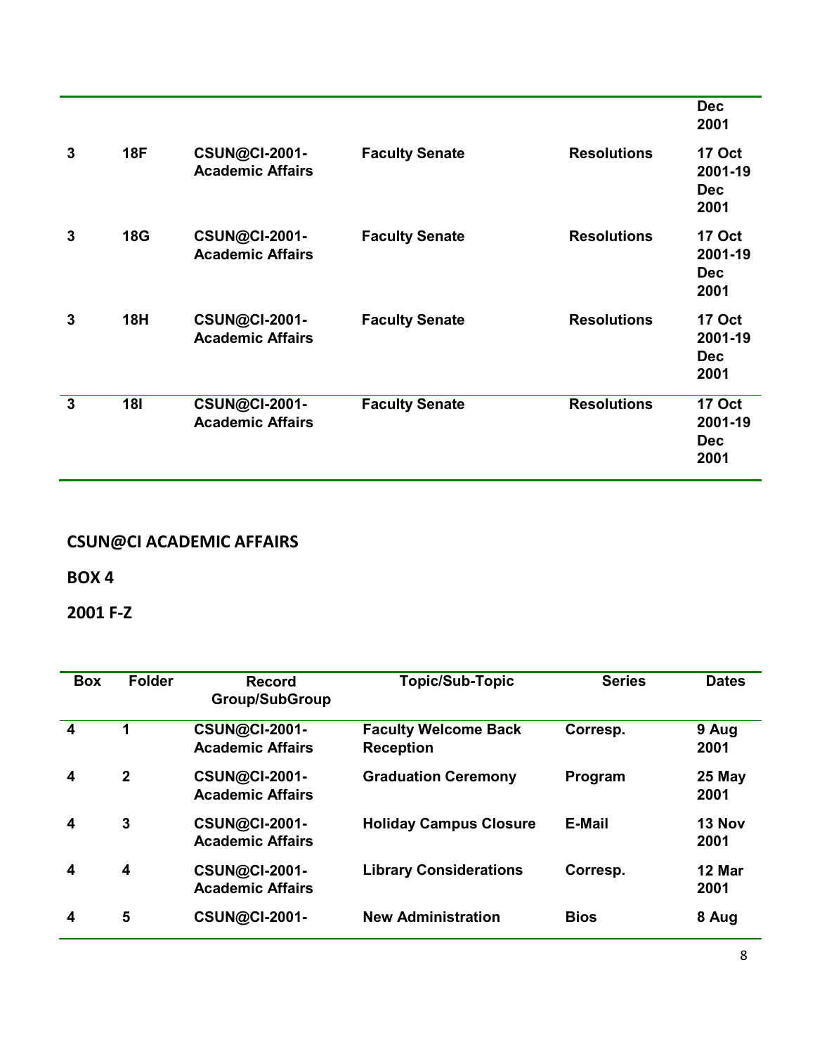| | | | | | Dec 2001 |
|---|---|---|---|---|---|
| 3 | 18F | CSUN@CI-2001-Academic Affairs | Faculty Senate | Resolutions | 17 Oct 2001-19 Dec 2001 |
| 3 | 18G | CSUN@CI-2001-Academic Affairs | Faculty Senate | Resolutions | 17 Oct 2001-19 Dec 2001 |
| 3 | 18H | CSUN@CI-2001-Academic Affairs | Faculty Senate | Resolutions | 17 Oct 2001-19 Dec 2001 |
| 3 | 18I | CSUN@CI-2001-Academic Affairs | Faculty Senate | Resolutions | 17 Oct 2001-19 Dec 2001 |

**CSUN@CI ACADEMIC AFFAIRS**

**BOX 4**

**2001 F-Z**

| Box | Folder | Record Group/SubGroup | Topic/Sub-Topic | Series | Dates |
|---|---|---|---|---|---|
| 4 | 1 | CSUN@CI-2001-Academic Affairs | Faculty Welcome Back Reception | Corresp. | 9 Aug 2001 |
| 4 | 2 | CSUN@CI-2001-Academic Affairs | Graduation Ceremony | Program | 25 May 2001 |
| 4 | 3 | CSUN@CI-2001-Academic Affairs | Holiday Campus Closure | E-Mail | 13 Nov 2001 |
| 4 | 4 | CSUN@CI-2001-Academic Affairs | Library Considerations | Corresp. | 12 Mar 2001 |
| 4 | 5 | CSUN@CI-2001- | New Administration | Bios | 8 Aug |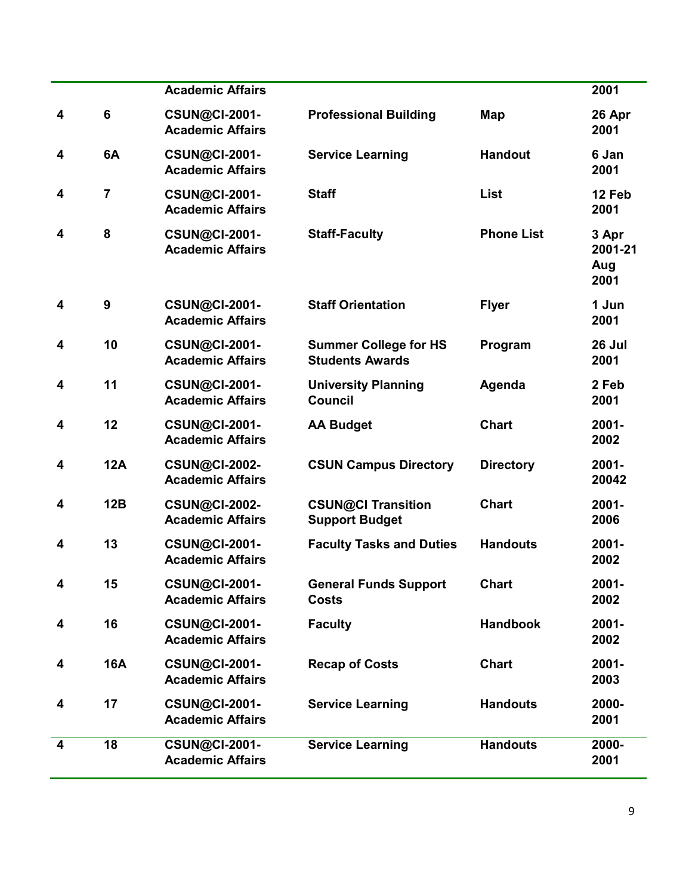| | | | | | |
|---|---|---|---|---|---|
| | | **Academic Affairs** | | | **2001** |
| **4** | **6** | **CSUN@CI-2001-Academic Affairs** | **Professional Building** | **Map** | **26 Apr 2001** |
| **4** | **6A** | **CSUN@CI-2001-Academic Affairs** | **Service Learning** | **Handout** | **6 Jan 2001** |
| **4** | **7** | **CSUN@CI-2001-Academic Affairs** | **Staff** | **List** | **12 Feb 2001** |
| **4** | **8** | **CSUN@CI-2001-Academic Affairs** | **Staff-Faculty** | **Phone List** | **3 Apr 2001-21 Aug 2001** |
| **4** | **9** | **CSUN@CI-2001-Academic Affairs** | **Staff Orientation** | **Flyer** | **1 Jun 2001** |
| **4** | **10** | **CSUN@CI-2001-Academic Affairs** | **Summer College for HS Students Awards** | **Program** | **26 Jul 2001** |
| **4** | **11** | **CSUN@CI-2001-Academic Affairs** | **University Planning Council** | **Agenda** | **2 Feb 2001** |
| **4** | **12** | **CSUN@CI-2001-Academic Affairs** | **AA Budget** | **Chart** | **2001-2002** |
| **4** | **12A** | **CSUN@CI-2002-Academic Affairs** | **CSUN Campus Directory** | **Directory** | **2001-20042** |
| **4** | **12B** | **CSUN@CI-2002-Academic Affairs** | **CSUN@CI Transition Support Budget** | **Chart** | **2001-2006** |
| **4** | **13** | **CSUN@CI-2001-Academic Affairs** | **Faculty Tasks and Duties** | **Handouts** | **2001-2002** |
| **4** | **15** | **CSUN@CI-2001-Academic Affairs** | **General Funds Support Costs** | **Chart** | **2001-2002** |
| **4** | **16** | **CSUN@CI-2001-Academic Affairs** | **Faculty** | **Handbook** | **2001-2002** |
| **4** | **16A** | **CSUN@CI-2001-Academic Affairs** | **Recap of Costs** | **Chart** | **2001-2003** |
| **4** | **17** | **CSUN@CI-2001-Academic Affairs** | **Service Learning** | **Handouts** | **2000-2001** |
| **4** | **18** | **CSUN@CI-2001-Academic Affairs** | **Service Learning** | **Handouts** | **2000-2001** |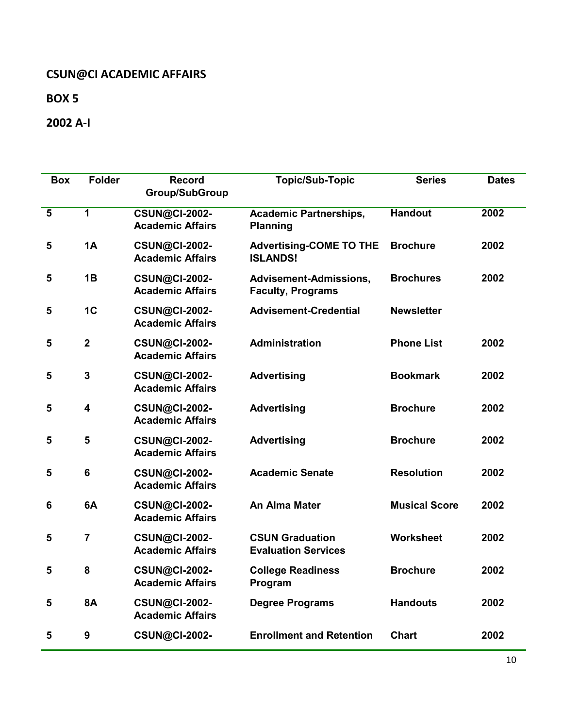**CSUN@CI ACADEMIC AFFAIRS**

**BOX 5**

**2002 A-I**

| Box | Folder | Record Group/SubGroup | Topic/Sub-Topic | Series | Dates |
|---|---|---|---|---|---|
| **5** | **1** | **CSUN@CI-2002-Academic Affairs** | **Academic Partnerships, Planning** | **Handout** | **2002** |
| **5** | **1A** | **CSUN@CI-2002-Academic Affairs** | **Advertising-COME TO THE ISLANDS!** | **Brochure** | **2002** |
| **5** | **1B** | **CSUN@CI-2002-Academic Affairs** | **Advisement-Admissions, Faculty, Programs** | **Brochures** | **2002** |
| **5** | **1C** | **CSUN@CI-2002-Academic Affairs** | **Advisement-Credential** | **Newsletter** | |
| **5** | **2** | **CSUN@CI-2002-Academic Affairs** | **Administration** | **Phone List** | **2002** |
| **5** | **3** | **CSUN@CI-2002-Academic Affairs** | **Advertising** | **Bookmark** | **2002** |
| **5** | **4** | **CSUN@CI-2002-Academic Affairs** | **Advertising** | **Brochure** | **2002** |
| **5** | **5** | **CSUN@CI-2002-Academic Affairs** | **Advertising** | **Brochure** | **2002** |
| **5** | **6** | **CSUN@CI-2002-Academic Affairs** | **Academic Senate** | **Resolution** | **2002** |
| **6** | **6A** | **CSUN@CI-2002-Academic Affairs** | **An Alma Mater** | **Musical Score** | **2002** |
| **5** | **7** | **CSUN@CI-2002-Academic Affairs** | **CSUN Graduation Evaluation Services** | **Worksheet** | **2002** |
| **5** | **8** | **CSUN@CI-2002-Academic Affairs** | **College Readiness Program** | **Brochure** | **2002** |
| **5** | **8A** | **CSUN@CI-2002-Academic Affairs** | **Degree Programs** | **Handouts** | **2002** |
| **5** | **9** | **CSUN@CI-2002-** | **Enrollment and Retention** | **Chart** | **2002** |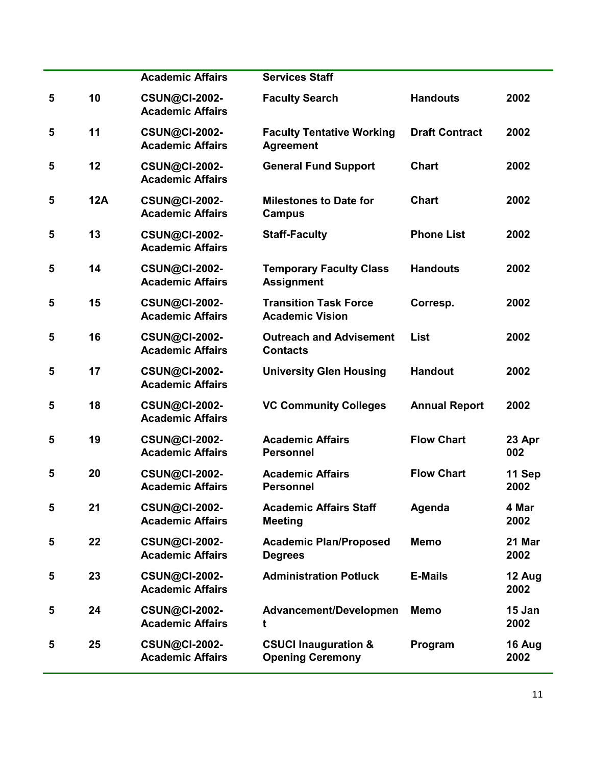| | | | | | |
|---|---|---|---|---|---|
| | | Academic Affairs | Services Staff | | |
| 5 | 10 | CSUN@CI-2002-Academic Affairs | Faculty Search | Handouts | 2002 |
| 5 | 11 | CSUN@CI-2002-Academic Affairs | Faculty Tentative Working Agreement | Draft Contract | 2002 |
| 5 | 12 | CSUN@CI-2002-Academic Affairs | General Fund Support | Chart | 2002 |
| 5 | 12A | CSUN@CI-2002-Academic Affairs | Milestones to Date for Campus | Chart | 2002 |
| 5 | 13 | CSUN@CI-2002-Academic Affairs | Staff-Faculty | Phone List | 2002 |
| 5 | 14 | CSUN@CI-2002-Academic Affairs | Temporary Faculty Class Assignment | Handouts | 2002 |
| 5 | 15 | CSUN@CI-2002-Academic Affairs | Transition Task Force Academic Vision | Corresp. | 2002 |
| 5 | 16 | CSUN@CI-2002-Academic Affairs | Outreach and Advisement Contacts | List | 2002 |
| 5 | 17 | CSUN@CI-2002-Academic Affairs | University Glen Housing | Handout | 2002 |
| 5 | 18 | CSUN@CI-2002-Academic Affairs | VC Community Colleges | Annual Report | 2002 |
| 5 | 19 | CSUN@CI-2002-Academic Affairs | Academic Affairs Personnel | Flow Chart | 23 Apr 002 |
| 5 | 20 | CSUN@CI-2002-Academic Affairs | Academic Affairs Personnel | Flow Chart | 11 Sep 2002 |
| 5 | 21 | CSUN@CI-2002-Academic Affairs | Academic Affairs Staff Meeting | Agenda | 4 Mar 2002 |
| 5 | 22 | CSUN@CI-2002-Academic Affairs | Academic Plan/Proposed Degrees | Memo | 21 Mar 2002 |
| 5 | 23 | CSUN@CI-2002-Academic Affairs | Administration Potluck | E-Mails | 12 Aug 2002 |
| 5 | 24 | CSUN@CI-2002-Academic Affairs | Advancement/Development | Memo | 15 Jan 2002 |
| 5 | 25 | CSUN@CI-2002-Academic Affairs | CSUCI Inauguration & Opening Ceremony | Program | 16 Aug 2002 |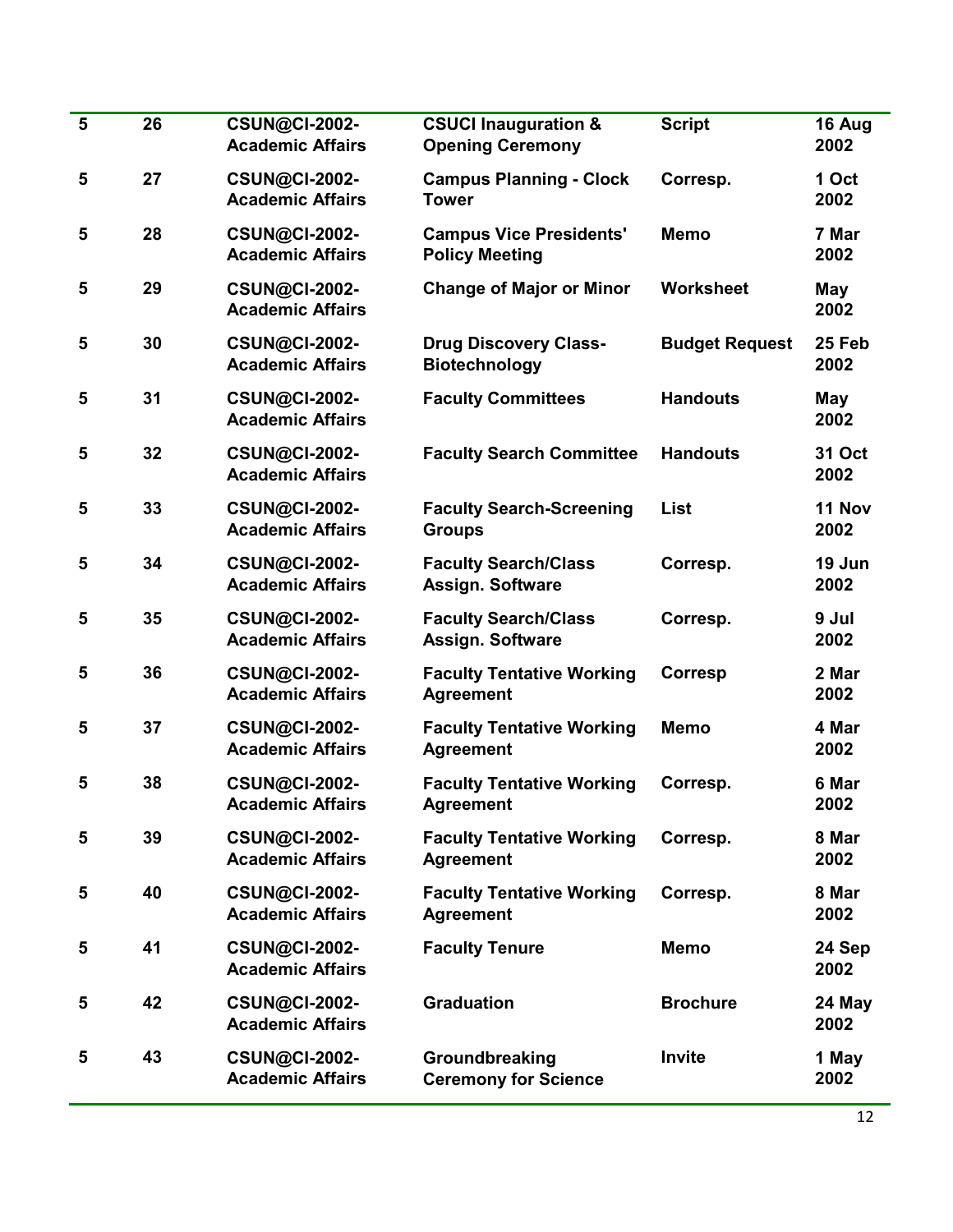| | | | | | |
|---|---|---|---|---|---|
| **5** | **26** | **CSUN@CI-2002-Academic Affairs** | **CSUCI Inauguration & Opening Ceremony** | **Script** | **16 Aug 2002** |
| **5** | **27** | **CSUN@CI-2002-Academic Affairs** | **Campus Planning - Clock Tower** | **Corresp.** | **1 Oct 2002** |
| **5** | **28** | **CSUN@CI-2002-Academic Affairs** | **Campus Vice Presidents' Policy Meeting** | **Memo** | **7 Mar 2002** |
| **5** | **29** | **CSUN@CI-2002-Academic Affairs** | **Change of Major or Minor** | **Worksheet** | **May 2002** |
| **5** | **30** | **CSUN@CI-2002-Academic Affairs** | **Drug Discovery Class-Biotechnology** | **Budget Request** | **25 Feb 2002** |
| **5** | **31** | **CSUN@CI-2002-Academic Affairs** | **Faculty Committees** | **Handouts** | **May 2002** |
| **5** | **32** | **CSUN@CI-2002-Academic Affairs** | **Faculty Search Committee** | **Handouts** | **31 Oct 2002** |
| **5** | **33** | **CSUN@CI-2002-Academic Affairs** | **Faculty Search-Screening Groups** | **List** | **11 Nov 2002** |
| **5** | **34** | **CSUN@CI-2002-Academic Affairs** | **Faculty Search/Class Assign. Software** | **Corresp.** | **19 Jun 2002** |
| **5** | **35** | **CSUN@CI-2002-Academic Affairs** | **Faculty Search/Class Assign. Software** | **Corresp.** | **9 Jul 2002** |
| **5** | **36** | **CSUN@CI-2002-Academic Affairs** | **Faculty Tentative Working Agreement** | **Corresp** | **2 Mar 2002** |
| **5** | **37** | **CSUN@CI-2002-Academic Affairs** | **Faculty Tentative Working Agreement** | **Memo** | **4 Mar 2002** |
| **5** | **38** | **CSUN@CI-2002-Academic Affairs** | **Faculty Tentative Working Agreement** | **Corresp.** | **6 Mar 2002** |
| **5** | **39** | **CSUN@CI-2002-Academic Affairs** | **Faculty Tentative Working Agreement** | **Corresp.** | **8 Mar 2002** |
| **5** | **40** | **CSUN@CI-2002-Academic Affairs** | **Faculty Tentative Working Agreement** | **Corresp.** | **8 Mar 2002** |
| **5** | **41** | **CSUN@CI-2002-Academic Affairs** | **Faculty Tenure** | **Memo** | **24 Sep 2002** |
| **5** | **42** | **CSUN@CI-2002-Academic Affairs** | **Graduation** | **Brochure** | **24 May 2002** |
| **5** | **43** | **CSUN@CI-2002-Academic Affairs** | **Groundbreaking Ceremony for Science** | **Invite** | **1 May 2002** |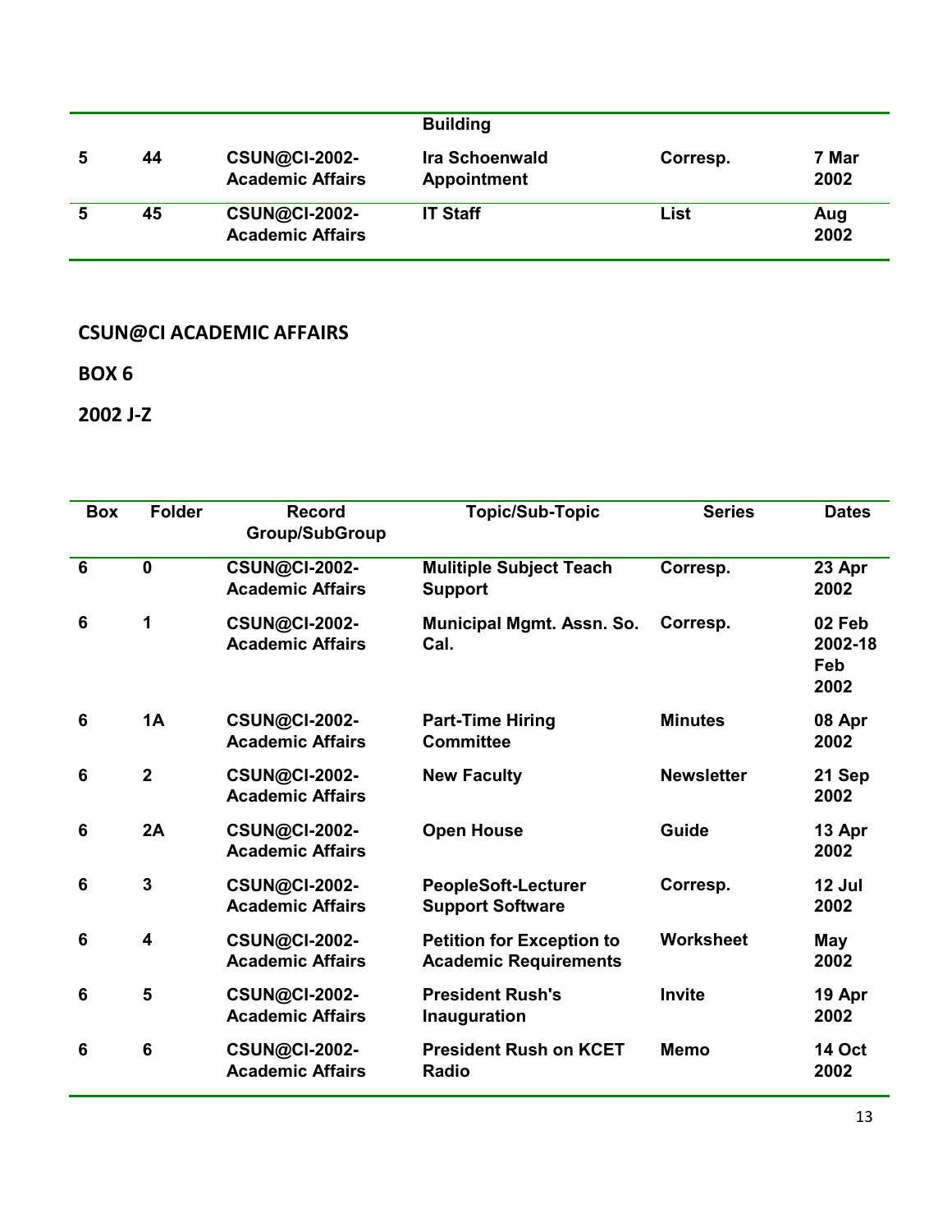| | | | Building | | |
|---|---|---|---|---|---|
| 5 | 44 | CSUN@CI-2002-Academic Affairs | Ira Schoenwald Appointment | Corresp. | 7 Mar 2002 |
| 5 | 45 | CSUN@CI-2002-Academic Affairs | IT Staff | List | Aug 2002 |

**CSUN@CI ACADEMIC AFFAIRS**

**BOX 6**

**2002 J-Z**

| Box | Folder | Record Group/SubGroup | Topic/Sub-Topic | Series | Dates |
|---|---|---|---|---|---|
| 6 | 0 | CSUN@CI-2002-Academic Affairs | Mulitiple Subject Teach Support | Corresp. | 23 Apr 2002 |
| 6 | 1 | CSUN@CI-2002-Academic Affairs | Municipal Mgmt. Assn. So. Cal. | Corresp. | 02 Feb 2002-18 Feb 2002 |
| 6 | 1A | CSUN@CI-2002-Academic Affairs | Part-Time Hiring Committee | Minutes | 08 Apr 2002 |
| 6 | 2 | CSUN@CI-2002-Academic Affairs | New Faculty | Newsletter | 21 Sep 2002 |
| 6 | 2A | CSUN@CI-2002-Academic Affairs | Open House | Guide | 13 Apr 2002 |
| 6 | 3 | CSUN@CI-2002-Academic Affairs | PeopleSoft-Lecturer Support Software | Corresp. | 12 Jul 2002 |
| 6 | 4 | CSUN@CI-2002-Academic Affairs | Petition for Exception to Academic Requirements | Worksheet | May 2002 |
| 6 | 5 | CSUN@CI-2002-Academic Affairs | President Rush's Inauguration | Invite | 19 Apr 2002 |
| 6 | 6 | CSUN@CI-2002-Academic Affairs | President Rush on KCET Radio | Memo | 14 Oct 2002 |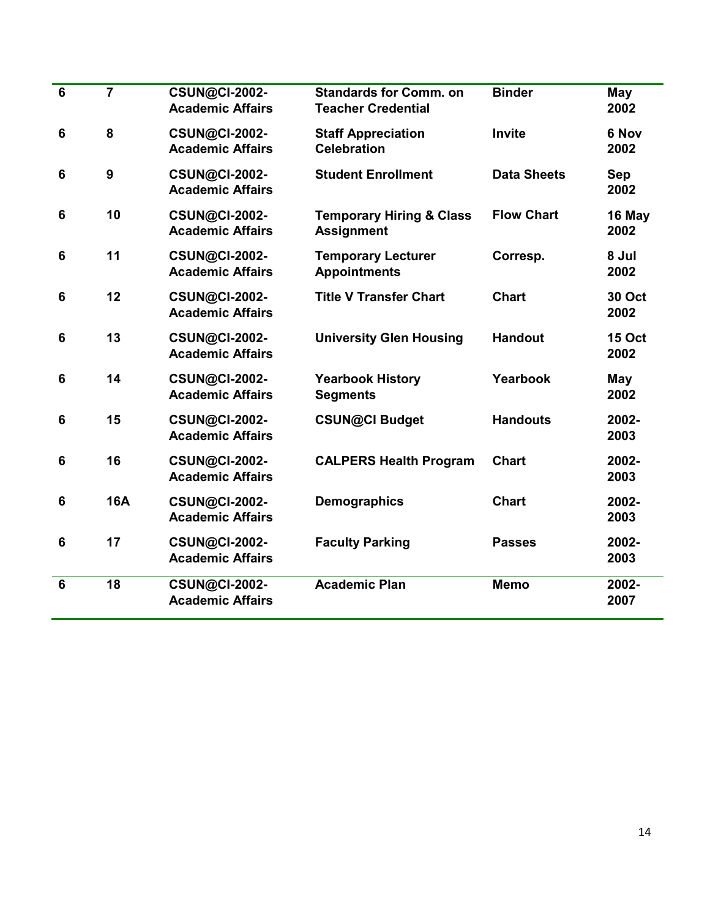| 6 | 7 | CSUN@CI-2002-Academic Affairs | Standards for Comm. on Teacher Credential | Binder | May 2002 |
|---|---|---|---|---|---|
| 6 | 8 | CSUN@CI-2002-Academic Affairs | Staff Appreciation Celebration | Invite | 6 Nov 2002 |
| 6 | 9 | CSUN@CI-2002-Academic Affairs | Student Enrollment | Data Sheets | Sep 2002 |
| 6 | 10 | CSUN@CI-2002-Academic Affairs | Temporary Hiring & Class Assignment | Flow Chart | 16 May 2002 |
| 6 | 11 | CSUN@CI-2002-Academic Affairs | Temporary Lecturer Appointments | Corresp. | 8 Jul 2002 |
| 6 | 12 | CSUN@CI-2002-Academic Affairs | Title V Transfer Chart | Chart | 30 Oct 2002 |
| 6 | 13 | CSUN@CI-2002-Academic Affairs | University Glen Housing | Handout | 15 Oct 2002 |
| 6 | 14 | CSUN@CI-2002-Academic Affairs | Yearbook History Segments | Yearbook | May 2002 |
| 6 | 15 | CSUN@CI-2002-Academic Affairs | CSUN@CI Budget | Handouts | 2002-2003 |
| 6 | 16 | CSUN@CI-2002-Academic Affairs | CALPERS Health Program | Chart | 2002-2003 |
| 6 | 16A | CSUN@CI-2002-Academic Affairs | Demographics | Chart | 2002-2003 |
| 6 | 17 | CSUN@CI-2002-Academic Affairs | Faculty Parking | Passes | 2002-2003 |
| 6 | 18 | CSUN@CI-2002-Academic Affairs | Academic Plan | Memo | 2002-2007 |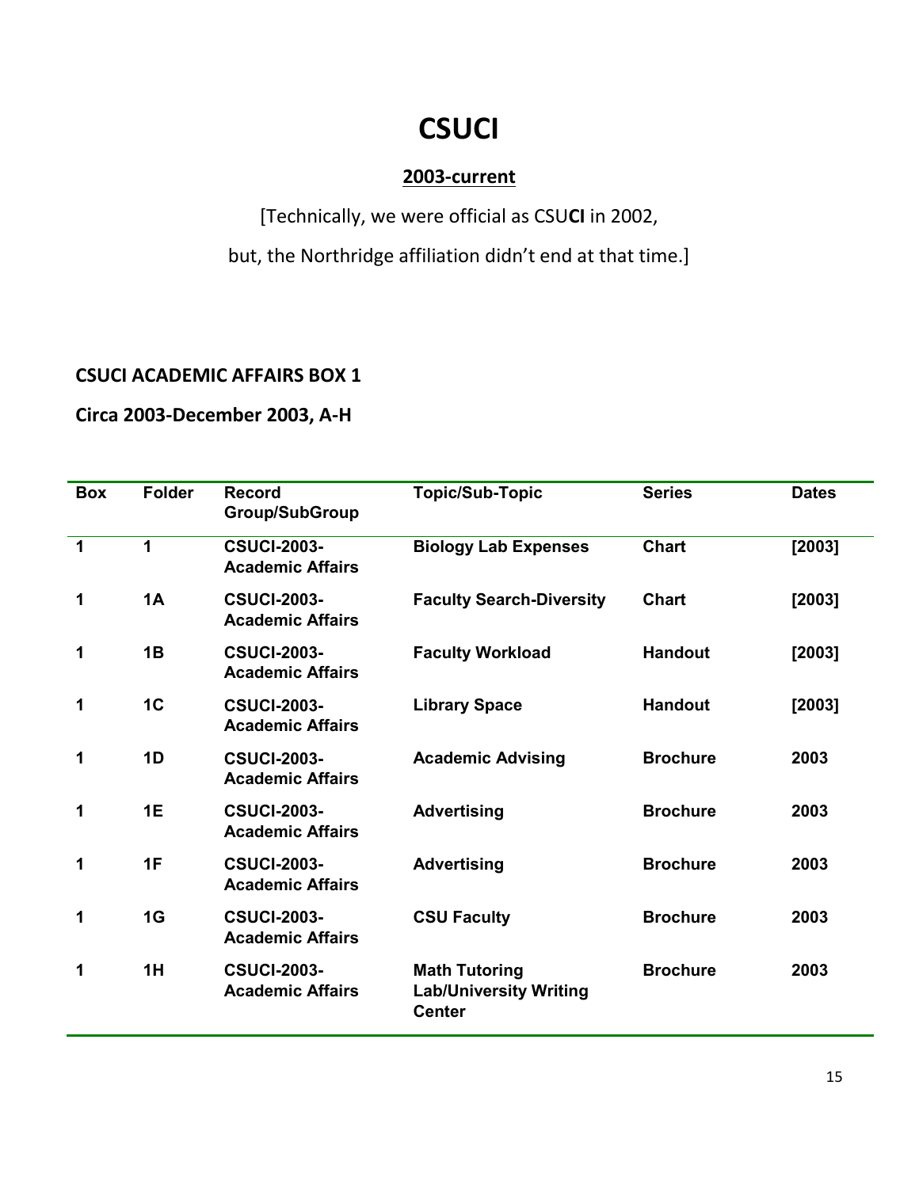# CSUCI

## 2003-current

[Technically, we were official as CSU**CI** in 2002,

but, the Northridge affiliation didn't end at that time.]

### CSUCI ACADEMIC AFFAIRS BOX 1

### Circa 2003-December 2003, A-H

| Box | Folder | Record Group/SubGroup | Topic/Sub-Topic | Series | Dates |
|---|---|---|---|---|---|
| 1 | 1 | CSUCI-2003-Academic Affairs | Biology Lab Expenses | Chart | [2003] |
| 1 | 1A | CSUCI-2003-Academic Affairs | Faculty Search-Diversity | Chart | [2003] |
| 1 | 1B | CSUCI-2003-Academic Affairs | Faculty Workload | Handout | [2003] |
| 1 | 1C | CSUCI-2003-Academic Affairs | Library Space | Handout | [2003] |
| 1 | 1D | CSUCI-2003-Academic Affairs | Academic Advising | Brochure | 2003 |
| 1 | 1E | CSUCI-2003-Academic Affairs | Advertising | Brochure | 2003 |
| 1 | 1F | CSUCI-2003-Academic Affairs | Advertising | Brochure | 2003 |
| 1 | 1G | CSUCI-2003-Academic Affairs | CSU Faculty | Brochure | 2003 |
| 1 | 1H | CSUCI-2003-Academic Affairs | Math Tutoring Lab/University Writing Center | Brochure | 2003 |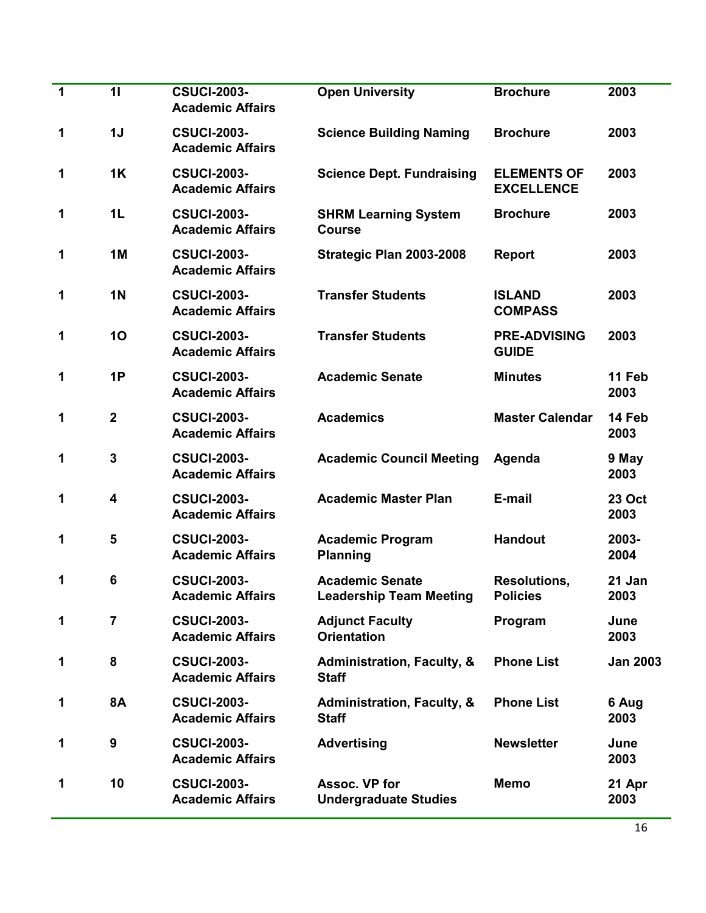| | | | | | |
|---|---|---|---|---|---|
| **1** | **1I** | **CSUCI-2003-Academic Affairs** | **Open University** | **Brochure** | **2003** |
| **1** | **1J** | **CSUCI-2003-Academic Affairs** | **Science Building Naming** | **Brochure** | **2003** |
| **1** | **1K** | **CSUCI-2003-Academic Affairs** | **Science Dept. Fundraising** | **ELEMENTS OF EXCELLENCE** | **2003** |
| **1** | **1L** | **CSUCI-2003-Academic Affairs** | **SHRM Learning System Course** | **Brochure** | **2003** |
| **1** | **1M** | **CSUCI-2003-Academic Affairs** | **Strategic Plan 2003-2008** | **Report** | **2003** |
| **1** | **1N** | **CSUCI-2003-Academic Affairs** | **Transfer Students** | **ISLAND COMPASS** | **2003** |
| **1** | **1O** | **CSUCI-2003-Academic Affairs** | **Transfer Students** | **PRE-ADVISING GUIDE** | **2003** |
| **1** | **1P** | **CSUCI-2003-Academic Affairs** | **Academic Senate** | **Minutes** | **11 Feb 2003** |
| **1** | **2** | **CSUCI-2003-Academic Affairs** | **Academics** | **Master Calendar** | **14 Feb 2003** |
| **1** | **3** | **CSUCI-2003-Academic Affairs** | **Academic Council Meeting** | **Agenda** | **9 May 2003** |
| **1** | **4** | **CSUCI-2003-Academic Affairs** | **Academic Master Plan** | **E-mail** | **23 Oct 2003** |
| **1** | **5** | **CSUCI-2003-Academic Affairs** | **Academic Program Planning** | **Handout** | **2003-2004** |
| **1** | **6** | **CSUCI-2003-Academic Affairs** | **Academic Senate Leadership Team Meeting** | **Resolutions, Policies** | **21 Jan 2003** |
| **1** | **7** | **CSUCI-2003-Academic Affairs** | **Adjunct Faculty Orientation** | **Program** | **June 2003** |
| **1** | **8** | **CSUCI-2003-Academic Affairs** | **Administration, Faculty, & Staff** | **Phone List** | **Jan 2003** |
| **1** | **8A** | **CSUCI-2003-Academic Affairs** | **Administration, Faculty, & Staff** | **Phone List** | **6 Aug 2003** |
| **1** | **9** | **CSUCI-2003-Academic Affairs** | **Advertising** | **Newsletter** | **June 2003** |
| **1** | **10** | **CSUCI-2003-Academic Affairs** | **Assoc. VP for Undergraduate Studies** | **Memo** | **21 Apr 2003** |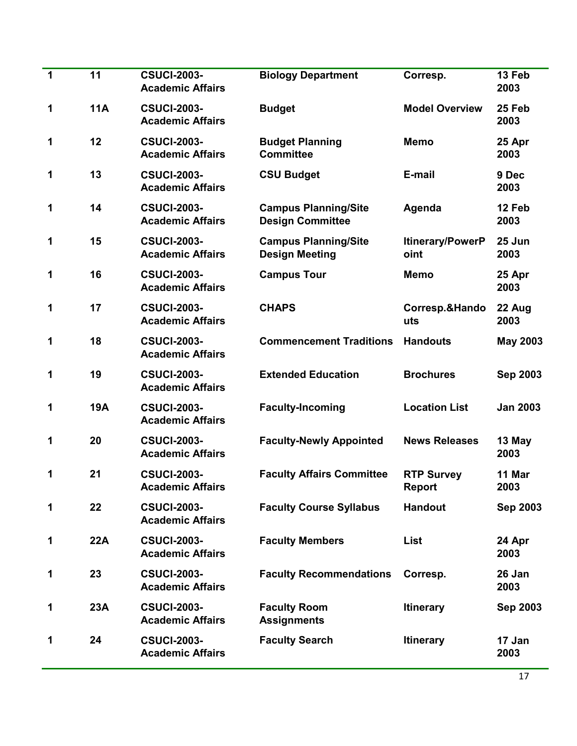| | | | | | |
|---|---|---|---|---|---|
| **1** | **11** | **CSUCI-2003-Academic Affairs** | **Biology Department** | **Corresp.** | **13 Feb 2003** |
| **1** | **11A** | **CSUCI-2003-Academic Affairs** | **Budget** | **Model Overview** | **25 Feb 2003** |
| **1** | **12** | **CSUCI-2003-Academic Affairs** | **Budget Planning Committee** | **Memo** | **25 Apr 2003** |
| **1** | **13** | **CSUCI-2003-Academic Affairs** | **CSU Budget** | **E-mail** | **9 Dec 2003** |
| **1** | **14** | **CSUCI-2003-Academic Affairs** | **Campus Planning/Site Design Committee** | **Agenda** | **12 Feb 2003** |
| **1** | **15** | **CSUCI-2003-Academic Affairs** | **Campus Planning/Site Design Meeting** | **Itinerary/PowerPoint** | **25 Jun 2003** |
| **1** | **16** | **CSUCI-2003-Academic Affairs** | **Campus Tour** | **Memo** | **25 Apr 2003** |
| **1** | **17** | **CSUCI-2003-Academic Affairs** | **CHAPS** | **Corresp.&Handouts** | **22 Aug 2003** |
| **1** | **18** | **CSUCI-2003-Academic Affairs** | **Commencement Traditions** | **Handouts** | **May 2003** |
| **1** | **19** | **CSUCI-2003-Academic Affairs** | **Extended Education** | **Brochures** | **Sep 2003** |
| **1** | **19A** | **CSUCI-2003-Academic Affairs** | **Faculty-Incoming** | **Location List** | **Jan 2003** |
| **1** | **20** | **CSUCI-2003-Academic Affairs** | **Faculty-Newly Appointed** | **News Releases** | **13 May 2003** |
| **1** | **21** | **CSUCI-2003-Academic Affairs** | **Faculty Affairs Committee** | **RTP Survey Report** | **11 Mar 2003** |
| **1** | **22** | **CSUCI-2003-Academic Affairs** | **Faculty Course Syllabus** | **Handout** | **Sep 2003** |
| **1** | **22A** | **CSUCI-2003-Academic Affairs** | **Faculty Members** | **List** | **24 Apr 2003** |
| **1** | **23** | **CSUCI-2003-Academic Affairs** | **Faculty Recommendations** | **Corresp.** | **26 Jan 2003** |
| **1** | **23A** | **CSUCI-2003-Academic Affairs** | **Faculty Room Assignments** | **Itinerary** | **Sep 2003** |
| **1** | **24** | **CSUCI-2003-Academic Affairs** | **Faculty Search** | **Itinerary** | **17 Jan 2003** |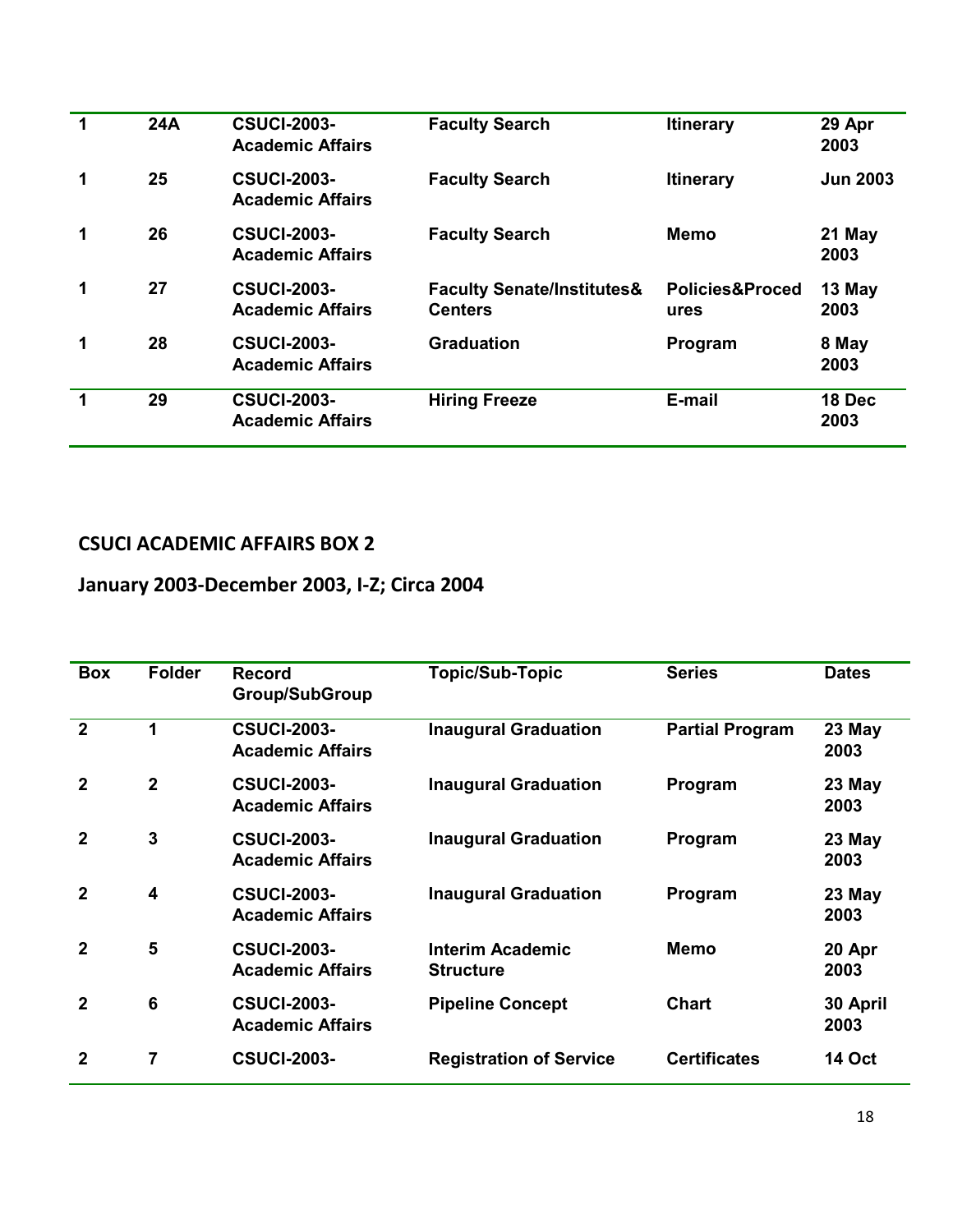| | | | | | |
|---|---|---|---|---|---|
| **1** | **24A** | **CSUCI-2003-Academic Affairs** | **Faculty Search** | **Itinerary** | **29 Apr 2003** |
| **1** | **25** | **CSUCI-2003-Academic Affairs** | **Faculty Search** | **Itinerary** | **Jun 2003** |
| **1** | **26** | **CSUCI-2003-Academic Affairs** | **Faculty Search** | **Memo** | **21 May 2003** |
| **1** | **27** | **CSUCI-2003-Academic Affairs** | **Faculty Senate/Institutes& Centers** | **Policies&Procedures** | **13 May 2003** |
| **1** | **28** | **CSUCI-2003-Academic Affairs** | **Graduation** | **Program** | **8 May 2003** |
| **1** | **29** | **CSUCI-2003-Academic Affairs** | **Hiring Freeze** | **E-mail** | **18 Dec 2003** |

## CSUCI ACADEMIC AFFAIRS BOX 2

## January 2003-December 2003, I-Z; Circa 2004

| Box | Folder | Record Group/SubGroup | Topic/Sub-Topic | Series | Dates |
|---|---|---|---|---|---|
| **2** | **1** | **CSUCI-2003-Academic Affairs** | **Inaugural Graduation** | **Partial Program** | **23 May 2003** |
| **2** | **2** | **CSUCI-2003-Academic Affairs** | **Inaugural Graduation** | **Program** | **23 May 2003** |
| **2** | **3** | **CSUCI-2003-Academic Affairs** | **Inaugural Graduation** | **Program** | **23 May 2003** |
| **2** | **4** | **CSUCI-2003-Academic Affairs** | **Inaugural Graduation** | **Program** | **23 May 2003** |
| **2** | **5** | **CSUCI-2003-Academic Affairs** | **Interim Academic Structure** | **Memo** | **20 Apr 2003** |
| **2** | **6** | **CSUCI-2003-Academic Affairs** | **Pipeline Concept** | **Chart** | **30 April 2003** |
| **2** | **7** | **CSUCI-2003-** | **Registration of Service** | **Certificates** | **14 Oct** |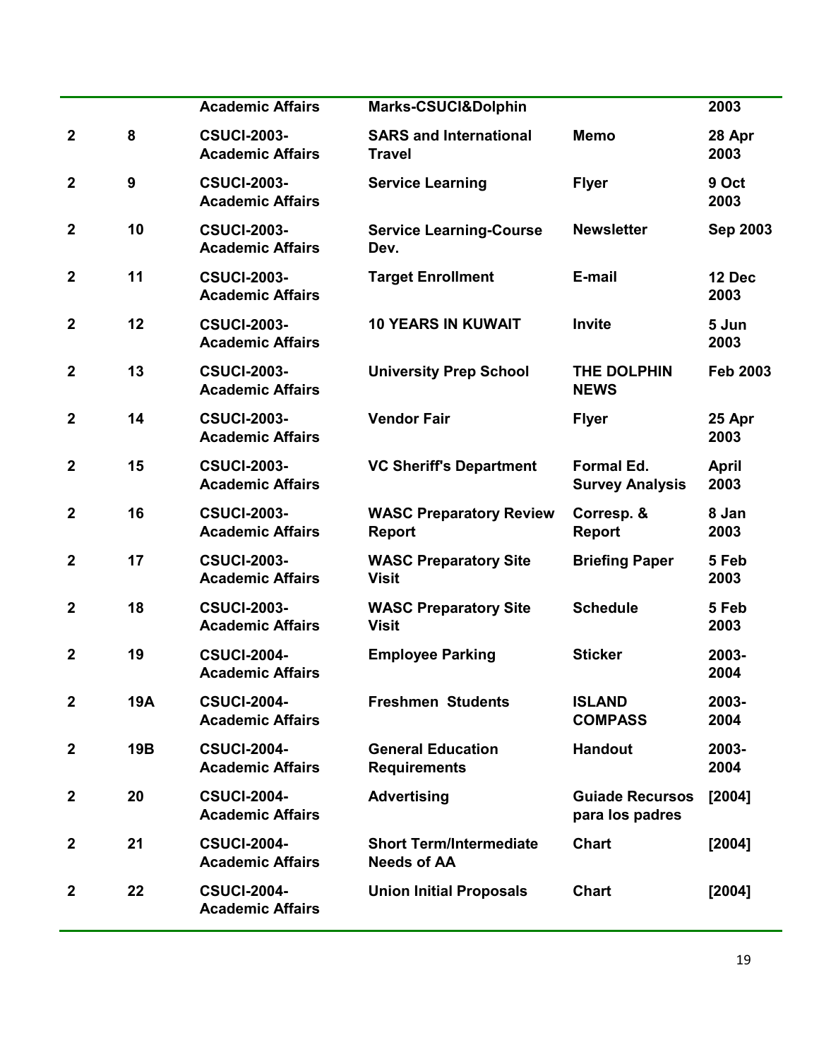| | | | | | |
|---|---|---|---|---|---|
| | | **Academic Affairs** | **Marks-CSUCI&Dolphin** | | **2003** |
| **2** | **8** | **CSUCI-2003-Academic Affairs** | **SARS and International Travel** | **Memo** | **28 Apr 2003** |
| **2** | **9** | **CSUCI-2003-Academic Affairs** | **Service Learning** | **Flyer** | **9 Oct 2003** |
| **2** | **10** | **CSUCI-2003-Academic Affairs** | **Service Learning-Course Dev.** | **Newsletter** | **Sep 2003** |
| **2** | **11** | **CSUCI-2003-Academic Affairs** | **Target Enrollment** | **E-mail** | **12 Dec 2003** |
| **2** | **12** | **CSUCI-2003-Academic Affairs** | **10 YEARS IN KUWAIT** | **Invite** | **5 Jun 2003** |
| **2** | **13** | **CSUCI-2003-Academic Affairs** | **University Prep School** | **THE DOLPHIN NEWS** | **Feb 2003** |
| **2** | **14** | **CSUCI-2003-Academic Affairs** | **Vendor Fair** | **Flyer** | **25 Apr 2003** |
| **2** | **15** | **CSUCI-2003-Academic Affairs** | **VC Sheriff's Department** | **Formal Ed. Survey Analysis** | **April 2003** |
| **2** | **16** | **CSUCI-2003-Academic Affairs** | **WASC Preparatory Review Report** | **Corresp. & Report** | **8 Jan 2003** |
| **2** | **17** | **CSUCI-2003-Academic Affairs** | **WASC Preparatory Site Visit** | **Briefing Paper** | **5 Feb 2003** |
| **2** | **18** | **CSUCI-2003-Academic Affairs** | **WASC Preparatory Site Visit** | **Schedule** | **5 Feb 2003** |
| **2** | **19** | **CSUCI-2004-Academic Affairs** | **Employee Parking** | **Sticker** | **2003-2004** |
| **2** | **19A** | **CSUCI-2004-Academic Affairs** | **Freshmen Students** | **ISLAND COMPASS** | **2003-2004** |
| **2** | **19B** | **CSUCI-2004-Academic Affairs** | **General Education Requirements** | **Handout** | **2003-2004** |
| **2** | **20** | **CSUCI-2004-Academic Affairs** | **Advertising** | **Guiade Recursos para los padres** | **[2004]** |
| **2** | **21** | **CSUCI-2004-Academic Affairs** | **Short Term/Intermediate Needs of AA** | **Chart** | **[2004]** |
| **2** | **22** | **CSUCI-2004-Academic Affairs** | **Union Initial Proposals** | **Chart** | **[2004]** |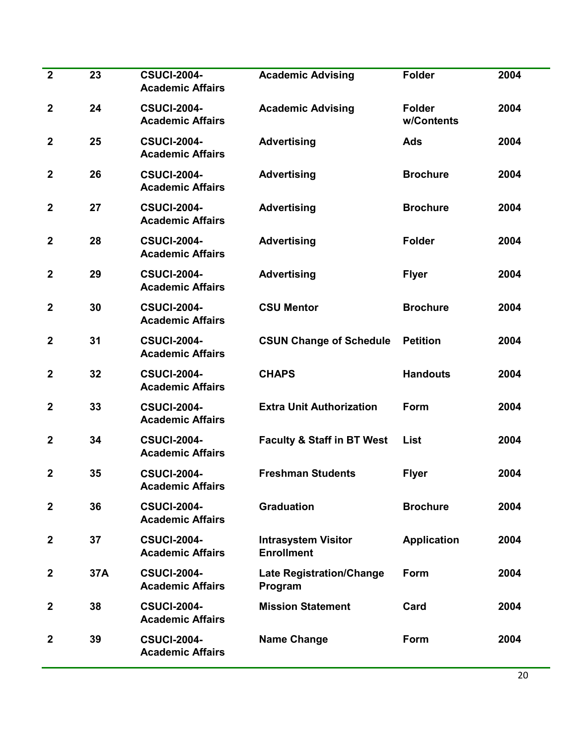| | | | | | |
|---|---|---|---|---|---|
| **2** | **23** | **CSUCI-2004-Academic Affairs** | **Academic Advising** | **Folder** | **2004** |
| **2** | **24** | **CSUCI-2004-Academic Affairs** | **Academic Advising** | **Folder w/Contents** | **2004** |
| **2** | **25** | **CSUCI-2004-Academic Affairs** | **Advertising** | **Ads** | **2004** |
| **2** | **26** | **CSUCI-2004-Academic Affairs** | **Advertising** | **Brochure** | **2004** |
| **2** | **27** | **CSUCI-2004-Academic Affairs** | **Advertising** | **Brochure** | **2004** |
| **2** | **28** | **CSUCI-2004-Academic Affairs** | **Advertising** | **Folder** | **2004** |
| **2** | **29** | **CSUCI-2004-Academic Affairs** | **Advertising** | **Flyer** | **2004** |
| **2** | **30** | **CSUCI-2004-Academic Affairs** | **CSU Mentor** | **Brochure** | **2004** |
| **2** | **31** | **CSUCI-2004-Academic Affairs** | **CSUN Change of Schedule** | **Petition** | **2004** |
| **2** | **32** | **CSUCI-2004-Academic Affairs** | **CHAPS** | **Handouts** | **2004** |
| **2** | **33** | **CSUCI-2004-Academic Affairs** | **Extra Unit Authorization** | **Form** | **2004** |
| **2** | **34** | **CSUCI-2004-Academic Affairs** | **Faculty & Staff in BT West** | **List** | **2004** |
| **2** | **35** | **CSUCI-2004-Academic Affairs** | **Freshman Students** | **Flyer** | **2004** |
| **2** | **36** | **CSUCI-2004-Academic Affairs** | **Graduation** | **Brochure** | **2004** |
| **2** | **37** | **CSUCI-2004-Academic Affairs** | **Intrasystem Visitor Enrollment** | **Application** | **2004** |
| **2** | **37A** | **CSUCI-2004-Academic Affairs** | **Late Registration/Change Program** | **Form** | **2004** |
| **2** | **38** | **CSUCI-2004-Academic Affairs** | **Mission Statement** | **Card** | **2004** |
| **2** | **39** | **CSUCI-2004-Academic Affairs** | **Name Change** | **Form** | **2004** |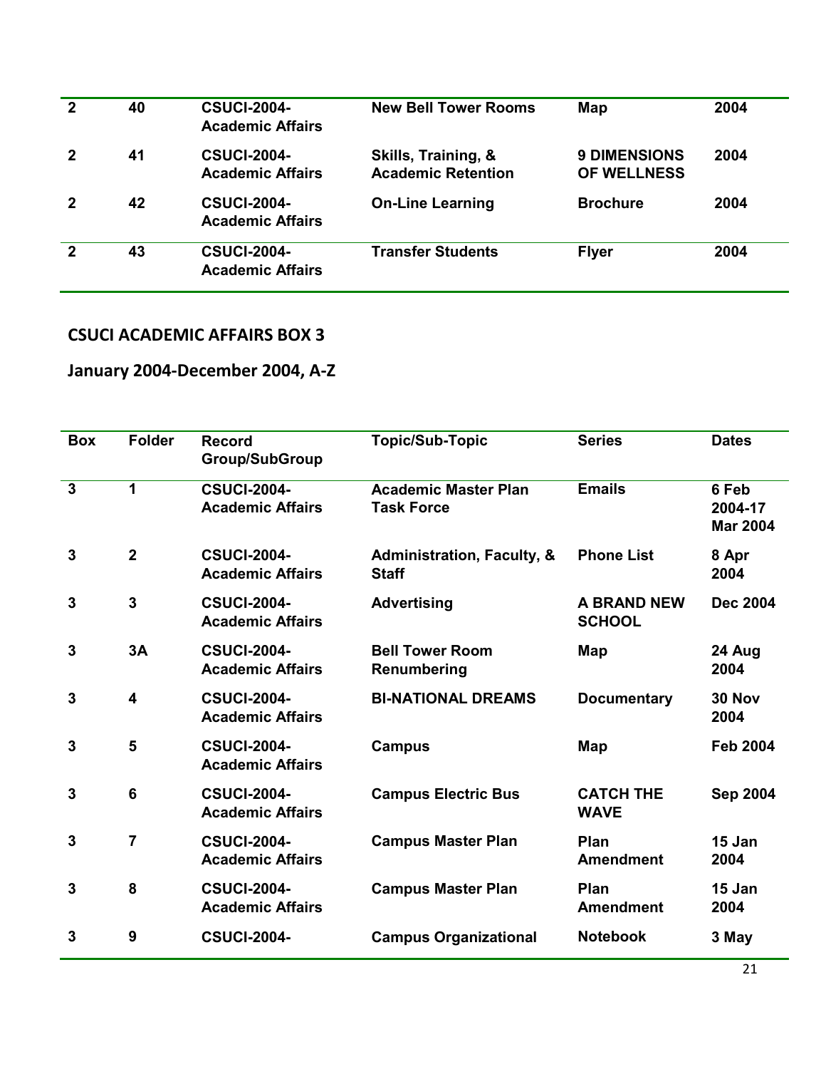| | | | | | |
|---|---|---|---|---|---|
| **2** | **40** | **CSUCI-2004-Academic Affairs** | **New Bell Tower Rooms** | **Map** | **2004** |
| **2** | **41** | **CSUCI-2004-Academic Affairs** | **Skills, Training, & Academic Retention** | **9 DIMENSIONS OF WELLNESS** | **2004** |
| **2** | **42** | **CSUCI-2004-Academic Affairs** | **On-Line Learning** | **Brochure** | **2004** |
| **2** | **43** | **CSUCI-2004-Academic Affairs** | **Transfer Students** | **Flyer** | **2004** |

## CSUCI ACADEMIC AFFAIRS BOX 3

## January 2004-December 2004, A-Z

| Box | Folder | Record Group/SubGroup | Topic/Sub-Topic | Series | Dates |
|---|---|---|---|---|---|
| **3** | **1** | **CSUCI-2004-Academic Affairs** | **Academic Master Plan Task Force** | **Emails** | **6 Feb 2004-17 Mar 2004** |
| **3** | **2** | **CSUCI-2004-Academic Affairs** | **Administration, Faculty, & Staff** | **Phone List** | **8 Apr 2004** |
| **3** | **3** | **CSUCI-2004-Academic Affairs** | **Advertising** | **A BRAND NEW SCHOOL** | **Dec 2004** |
| **3** | **3A** | **CSUCI-2004-Academic Affairs** | **Bell Tower Room Renumbering** | **Map** | **24 Aug 2004** |
| **3** | **4** | **CSUCI-2004-Academic Affairs** | **BI-NATIONAL DREAMS** | **Documentary** | **30 Nov 2004** |
| **3** | **5** | **CSUCI-2004-Academic Affairs** | **Campus** | **Map** | **Feb 2004** |
| **3** | **6** | **CSUCI-2004-Academic Affairs** | **Campus Electric Bus** | **CATCH THE WAVE** | **Sep 2004** |
| **3** | **7** | **CSUCI-2004-Academic Affairs** | **Campus Master Plan** | **Plan Amendment** | **15 Jan 2004** |
| **3** | **8** | **CSUCI-2004-Academic Affairs** | **Campus Master Plan** | **Plan Amendment** | **15 Jan 2004** |
| **3** | **9** | **CSUCI-2004-** | **Campus Organizational** | **Notebook** | **3 May** |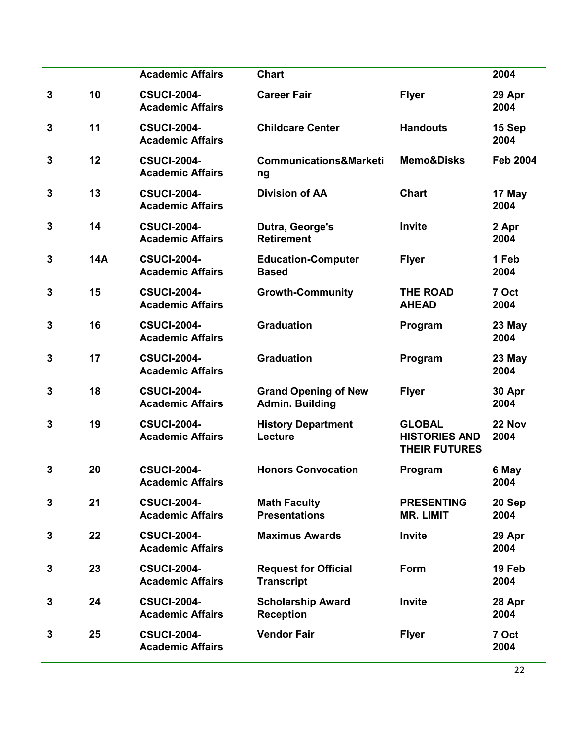|  |  | Academic Affairs | Chart |  | 2004 |
|---|---|---|---|---|---|
| **3** | **10** | **CSUCI-2004-Academic Affairs** | **Career Fair** | **Flyer** | **29 Apr 2004** |
| **3** | **11** | **CSUCI-2004-Academic Affairs** | **Childcare Center** | **Handouts** | **15 Sep 2004** |
| **3** | **12** | **CSUCI-2004-Academic Affairs** | **Communications&Marketing** | **Memo&Disks** | **Feb 2004** |
| **3** | **13** | **CSUCI-2004-Academic Affairs** | **Division of AA** | **Chart** | **17 May 2004** |
| **3** | **14** | **CSUCI-2004-Academic Affairs** | **Dutra, George's Retirement** | **Invite** | **2 Apr 2004** |
| **3** | **14A** | **CSUCI-2004-Academic Affairs** | **Education-Computer Based** | **Flyer** | **1 Feb 2004** |
| **3** | **15** | **CSUCI-2004-Academic Affairs** | **Growth-Community** | **THE ROAD AHEAD** | **7 Oct 2004** |
| **3** | **16** | **CSUCI-2004-Academic Affairs** | **Graduation** | **Program** | **23 May 2004** |
| **3** | **17** | **CSUCI-2004-Academic Affairs** | **Graduation** | **Program** | **23 May 2004** |
| **3** | **18** | **CSUCI-2004-Academic Affairs** | **Grand Opening of New Admin. Building** | **Flyer** | **30 Apr 2004** |
| **3** | **19** | **CSUCI-2004-Academic Affairs** | **History Department Lecture** | **GLOBAL HISTORIES AND THEIR FUTURES** | **22 Nov 2004** |
| **3** | **20** | **CSUCI-2004-Academic Affairs** | **Honors Convocation** | **Program** | **6 May 2004** |
| **3** | **21** | **CSUCI-2004-Academic Affairs** | **Math Faculty Presentations** | **PRESENTING MR. LIMIT** | **20 Sep 2004** |
| **3** | **22** | **CSUCI-2004-Academic Affairs** | **Maximus Awards** | **Invite** | **29 Apr 2004** |
| **3** | **23** | **CSUCI-2004-Academic Affairs** | **Request for Official Transcript** | **Form** | **19 Feb 2004** |
| **3** | **24** | **CSUCI-2004-Academic Affairs** | **Scholarship Award Reception** | **Invite** | **28 Apr 2004** |
| **3** | **25** | **CSUCI-2004-Academic Affairs** | **Vendor Fair** | **Flyer** | **7 Oct 2004** |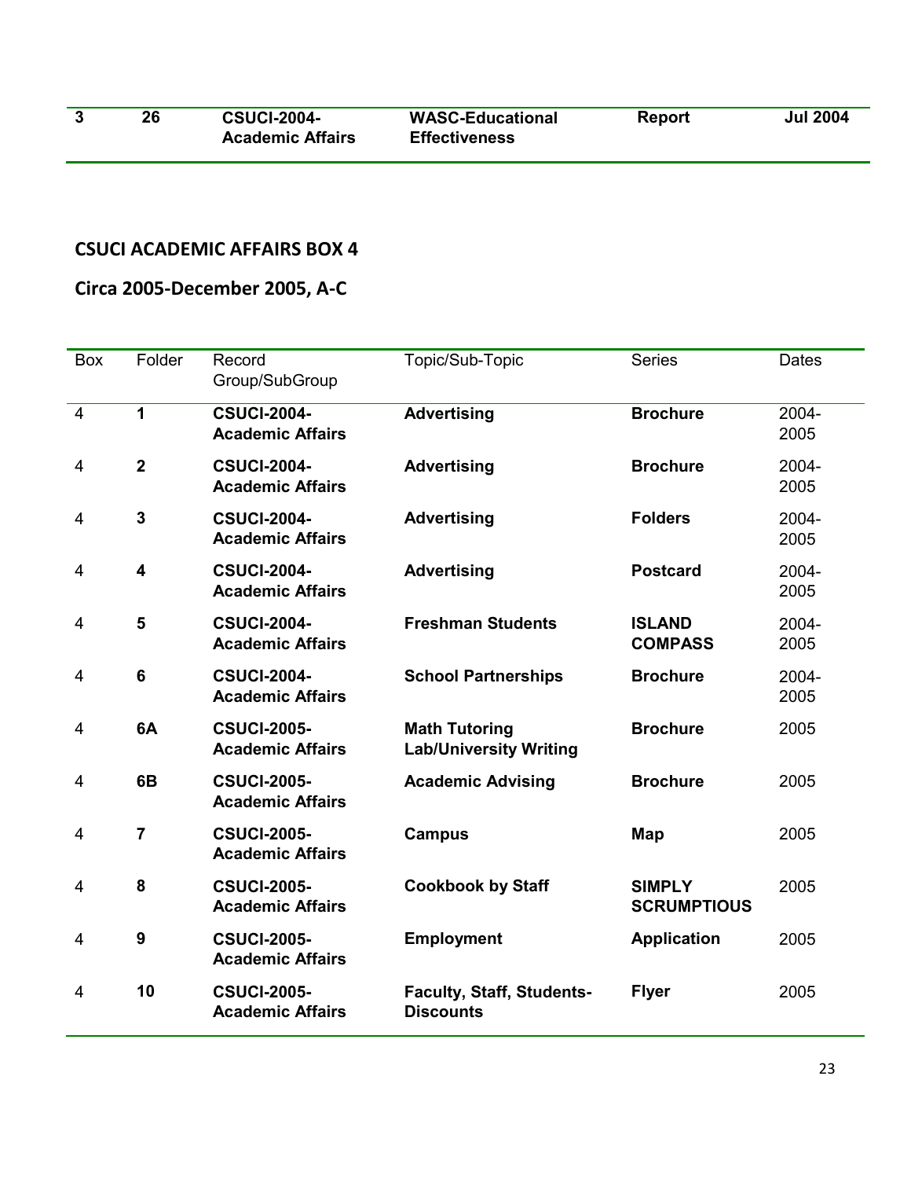| 3 | 26 | **CSUCI-2004-Academic Affairs** | **WASC-Educational Effectiveness** | **Report** | **Jul 2004** |
|---|---|---|---|---|---|

## CSUCI ACADEMIC AFFAIRS BOX 4

## Circa 2005-December 2005, A-C

| Box | Folder | Record Group/SubGroup | Topic/Sub-Topic | Series | Dates |
|---|---|---|---|---|---|
| 4 | **1** | **CSUCI-2004-Academic Affairs** | **Advertising** | **Brochure** | 2004-2005 |
| 4 | **2** | **CSUCI-2004-Academic Affairs** | **Advertising** | **Brochure** | 2004-2005 |
| 4 | **3** | **CSUCI-2004-Academic Affairs** | **Advertising** | **Folders** | 2004-2005 |
| 4 | **4** | **CSUCI-2004-Academic Affairs** | **Advertising** | **Postcard** | 2004-2005 |
| 4 | **5** | **CSUCI-2004-Academic Affairs** | **Freshman Students** | **ISLAND COMPASS** | 2004-2005 |
| 4 | **6** | **CSUCI-2004-Academic Affairs** | **School Partnerships** | **Brochure** | 2004-2005 |
| 4 | **6A** | **CSUCI-2005-Academic Affairs** | **Math Tutoring Lab/University Writing** | **Brochure** | 2005 |
| 4 | **6B** | **CSUCI-2005-Academic Affairs** | **Academic Advising** | **Brochure** | 2005 |
| 4 | **7** | **CSUCI-2005-Academic Affairs** | **Campus** | **Map** | 2005 |
| 4 | **8** | **CSUCI-2005-Academic Affairs** | **Cookbook by Staff** | **SIMPLY SCRUMPTIOUS** | 2005 |
| 4 | **9** | **CSUCI-2005-Academic Affairs** | **Employment** | **Application** | 2005 |
| 4 | **10** | **CSUCI-2005-Academic Affairs** | **Faculty, Staff, Students-Discounts** | **Flyer** | 2005 |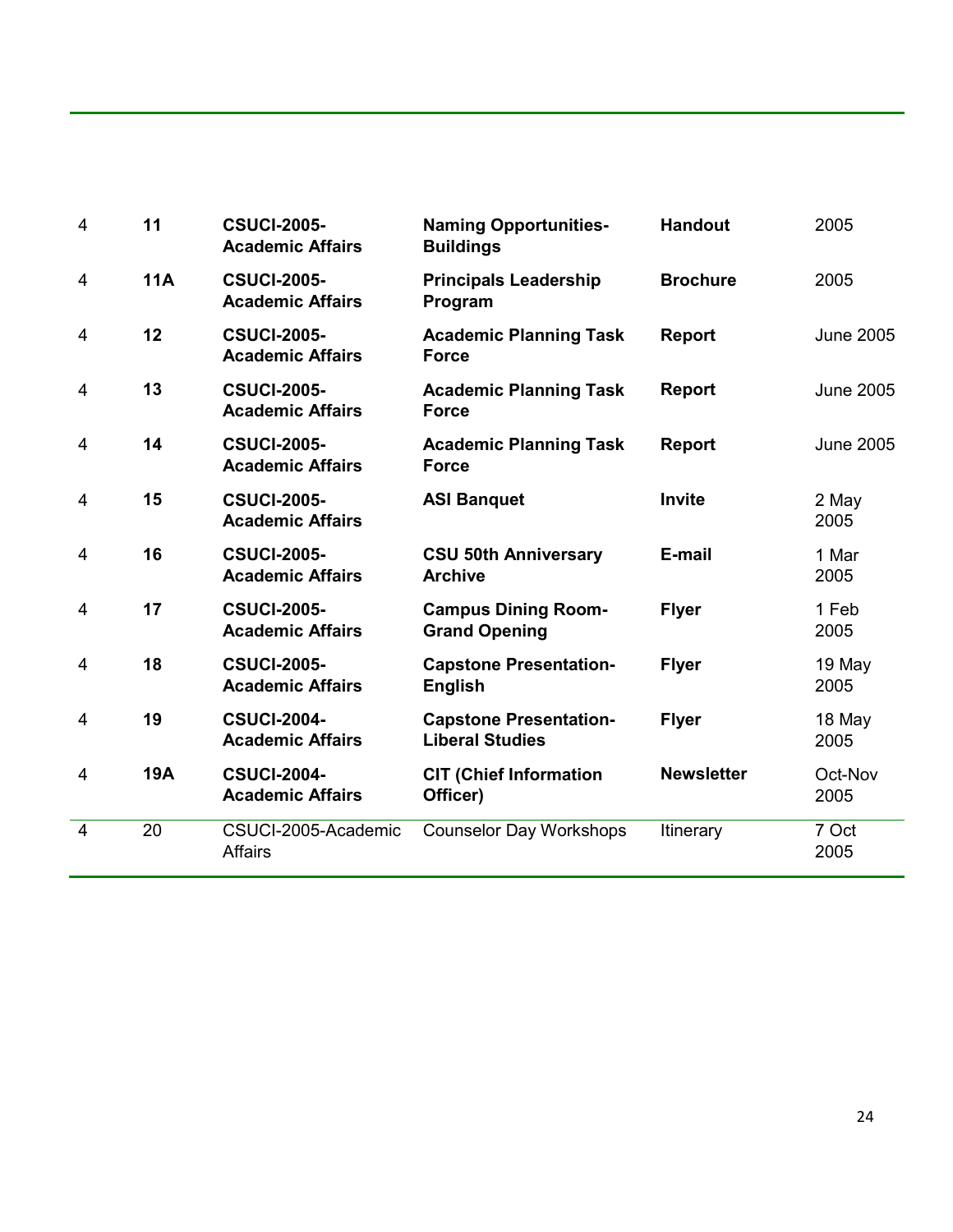| | | | | | |
|---|---|---|---|---|---|
| 4 | **11** | **CSUCI-2005-Academic Affairs** | **Naming Opportunities-Buildings** | **Handout** | 2005 |
| 4 | **11A** | **CSUCI-2005-Academic Affairs** | **Principals Leadership Program** | **Brochure** | 2005 |
| 4 | **12** | **CSUCI-2005-Academic Affairs** | **Academic Planning Task Force** | **Report** | June 2005 |
| 4 | **13** | **CSUCI-2005-Academic Affairs** | **Academic Planning Task Force** | **Report** | June 2005 |
| 4 | **14** | **CSUCI-2005-Academic Affairs** | **Academic Planning Task Force** | **Report** | June 2005 |
| 4 | **15** | **CSUCI-2005-Academic Affairs** | **ASI Banquet** | **Invite** | 2 May 2005 |
| 4 | **16** | **CSUCI-2005-Academic Affairs** | **CSU 50th Anniversary Archive** | **E-mail** | 1 Mar 2005 |
| 4 | **17** | **CSUCI-2005-Academic Affairs** | **Campus Dining Room-Grand Opening** | **Flyer** | 1 Feb 2005 |
| 4 | **18** | **CSUCI-2005-Academic Affairs** | **Capstone Presentation-English** | **Flyer** | 19 May 2005 |
| 4 | **19** | **CSUCI-2004-Academic Affairs** | **Capstone Presentation-Liberal Studies** | **Flyer** | 18 May 2005 |
| 4 | **19A** | **CSUCI-2004-Academic Affairs** | **CIT (Chief Information Officer)** | **Newsletter** | Oct-Nov 2005 |
| 4 | 20 | CSUCI-2005-Academic Affairs | Counselor Day Workshops | Itinerary | 7 Oct 2005 |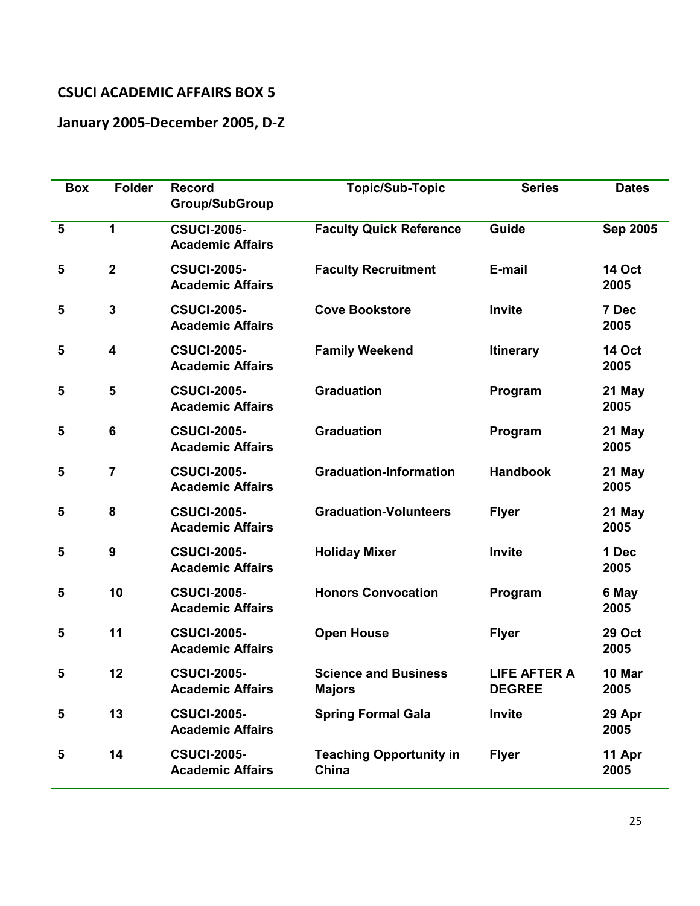## CSUCI ACADEMIC AFFAIRS BOX 5

## January 2005-December 2005, D-Z

| Box | Folder | Record Group/SubGroup | Topic/Sub-Topic | Series | Dates |
|---|---|---|---|---|---|
| 5 | 1 | CSUCI-2005-Academic Affairs | Faculty Quick Reference | Guide | Sep 2005 |
| 5 | 2 | CSUCI-2005-Academic Affairs | Faculty Recruitment | E-mail | 14 Oct 2005 |
| 5 | 3 | CSUCI-2005-Academic Affairs | Cove Bookstore | Invite | 7 Dec 2005 |
| 5 | 4 | CSUCI-2005-Academic Affairs | Family Weekend | Itinerary | 14 Oct 2005 |
| 5 | 5 | CSUCI-2005-Academic Affairs | Graduation | Program | 21 May 2005 |
| 5 | 6 | CSUCI-2005-Academic Affairs | Graduation | Program | 21 May 2005 |
| 5 | 7 | CSUCI-2005-Academic Affairs | Graduation-Information | Handbook | 21 May 2005 |
| 5 | 8 | CSUCI-2005-Academic Affairs | Graduation-Volunteers | Flyer | 21 May 2005 |
| 5 | 9 | CSUCI-2005-Academic Affairs | Holiday Mixer | Invite | 1 Dec 2005 |
| 5 | 10 | CSUCI-2005-Academic Affairs | Honors Convocation | Program | 6 May 2005 |
| 5 | 11 | CSUCI-2005-Academic Affairs | Open House | Flyer | 29 Oct 2005 |
| 5 | 12 | CSUCI-2005-Academic Affairs | Science and Business Majors | LIFE AFTER A DEGREE | 10 Mar 2005 |
| 5 | 13 | CSUCI-2005-Academic Affairs | Spring Formal Gala | Invite | 29 Apr 2005 |
| 5 | 14 | CSUCI-2005-Academic Affairs | Teaching Opportunity in China | Flyer | 11 Apr 2005 |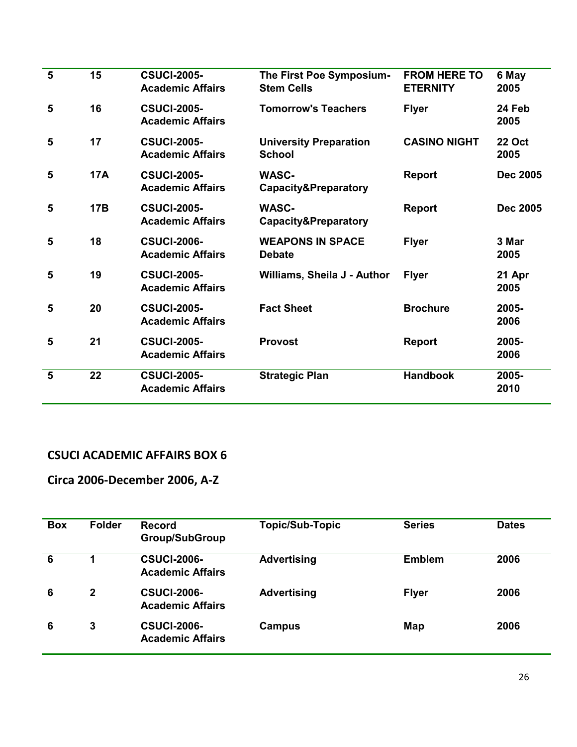| Box | Folder | Record Group/SubGroup | Topic/Sub-Topic | Series | Dates |
|---|---|---|---|---|---|
| 5 | 15 | CSUCI-2005-Academic Affairs | The First Poe Symposium-Stem Cells | FROM HERE TO ETERNITY | 6 May 2005 |
| 5 | 16 | CSUCI-2005-Academic Affairs | Tomorrow's Teachers | Flyer | 24 Feb 2005 |
| 5 | 17 | CSUCI-2005-Academic Affairs | University Preparation School | CASINO NIGHT | 22 Oct 2005 |
| 5 | 17A | CSUCI-2005-Academic Affairs | WASC-Capacity&Preparatory | Report | Dec 2005 |
| 5 | 17B | CSUCI-2005-Academic Affairs | WASC-Capacity&Preparatory | Report | Dec 2005 |
| 5 | 18 | CSUCI-2006-Academic Affairs | WEAPONS IN SPACE Debate | Flyer | 3 Mar 2005 |
| 5 | 19 | CSUCI-2005-Academic Affairs | Williams, Sheila J - Author | Flyer | 21 Apr 2005 |
| 5 | 20 | CSUCI-2005-Academic Affairs | Fact Sheet | Brochure | 2005-2006 |
| 5 | 21 | CSUCI-2005-Academic Affairs | Provost | Report | 2005-2006 |
| 5 | 22 | CSUCI-2005-Academic Affairs | Strategic Plan | Handbook | 2005-2010 |

## CSUCI ACADEMIC AFFAIRS BOX 6

## Circa 2006-December 2006, A-Z

| Box | Folder | Record Group/SubGroup | Topic/Sub-Topic | Series | Dates |
|---|---|---|---|---|---|
| 6 | 1 | CSUCI-2006-Academic Affairs | Advertising | Emblem | 2006 |
| 6 | 2 | CSUCI-2006-Academic Affairs | Advertising | Flyer | 2006 |
| 6 | 3 | CSUCI-2006-Academic Affairs | Campus | Map | 2006 |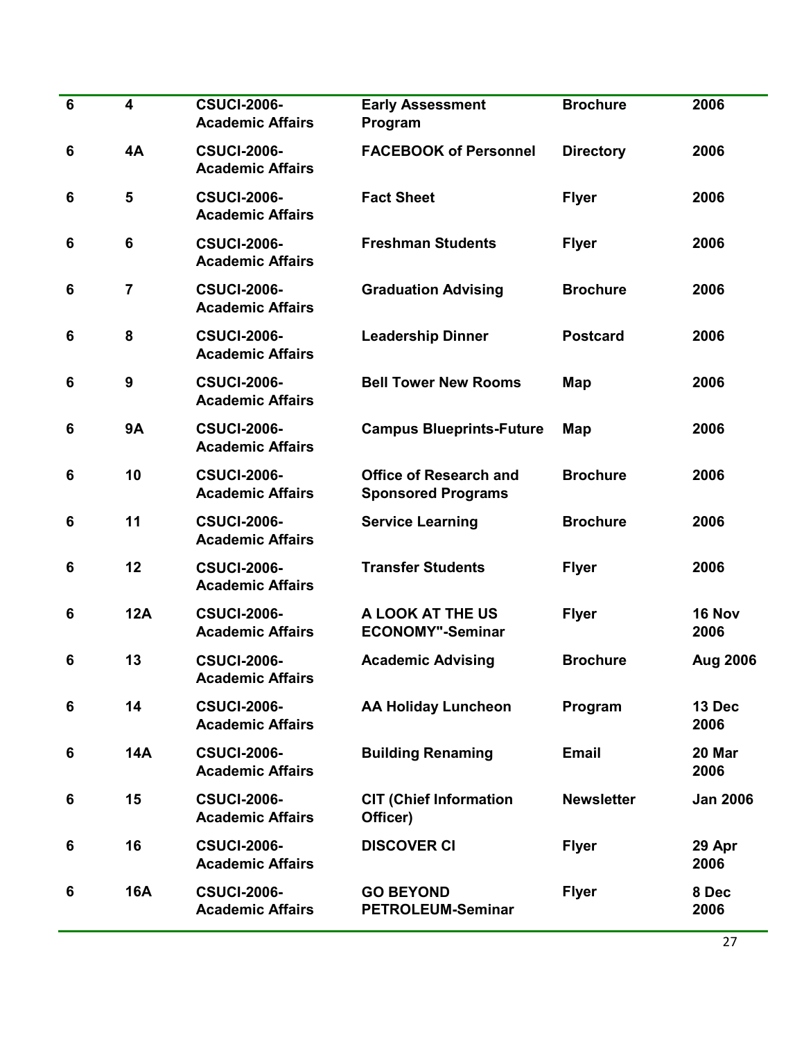| | | | | | |
|---|---|---|---|---|---|
| **6** | **4** | **CSUCI-2006-Academic Affairs** | **Early Assessment Program** | **Brochure** | **2006** |
| **6** | **4A** | **CSUCI-2006-Academic Affairs** | **FACEBOOK of Personnel** | **Directory** | **2006** |
| **6** | **5** | **CSUCI-2006-Academic Affairs** | **Fact Sheet** | **Flyer** | **2006** |
| **6** | **6** | **CSUCI-2006-Academic Affairs** | **Freshman Students** | **Flyer** | **2006** |
| **6** | **7** | **CSUCI-2006-Academic Affairs** | **Graduation Advising** | **Brochure** | **2006** |
| **6** | **8** | **CSUCI-2006-Academic Affairs** | **Leadership Dinner** | **Postcard** | **2006** |
| **6** | **9** | **CSUCI-2006-Academic Affairs** | **Bell Tower New Rooms** | **Map** | **2006** |
| **6** | **9A** | **CSUCI-2006-Academic Affairs** | **Campus Blueprints-Future** | **Map** | **2006** |
| **6** | **10** | **CSUCI-2006-Academic Affairs** | **Office of Research and Sponsored Programs** | **Brochure** | **2006** |
| **6** | **11** | **CSUCI-2006-Academic Affairs** | **Service Learning** | **Brochure** | **2006** |
| **6** | **12** | **CSUCI-2006-Academic Affairs** | **Transfer Students** | **Flyer** | **2006** |
| **6** | **12A** | **CSUCI-2006-Academic Affairs** | **A LOOK AT THE US ECONOMY"-Seminar** | **Flyer** | **16 Nov 2006** |
| **6** | **13** | **CSUCI-2006-Academic Affairs** | **Academic Advising** | **Brochure** | **Aug 2006** |
| **6** | **14** | **CSUCI-2006-Academic Affairs** | **AA Holiday Luncheon** | **Program** | **13 Dec 2006** |
| **6** | **14A** | **CSUCI-2006-Academic Affairs** | **Building Renaming** | **Email** | **20 Mar 2006** |
| **6** | **15** | **CSUCI-2006-Academic Affairs** | **CIT (Chief Information Officer)** | **Newsletter** | **Jan 2006** |
| **6** | **16** | **CSUCI-2006-Academic Affairs** | **DISCOVER CI** | **Flyer** | **29 Apr 2006** |
| **6** | **16A** | **CSUCI-2006-Academic Affairs** | **GO BEYOND PETROLEUM-Seminar** | **Flyer** | **8 Dec 2006** |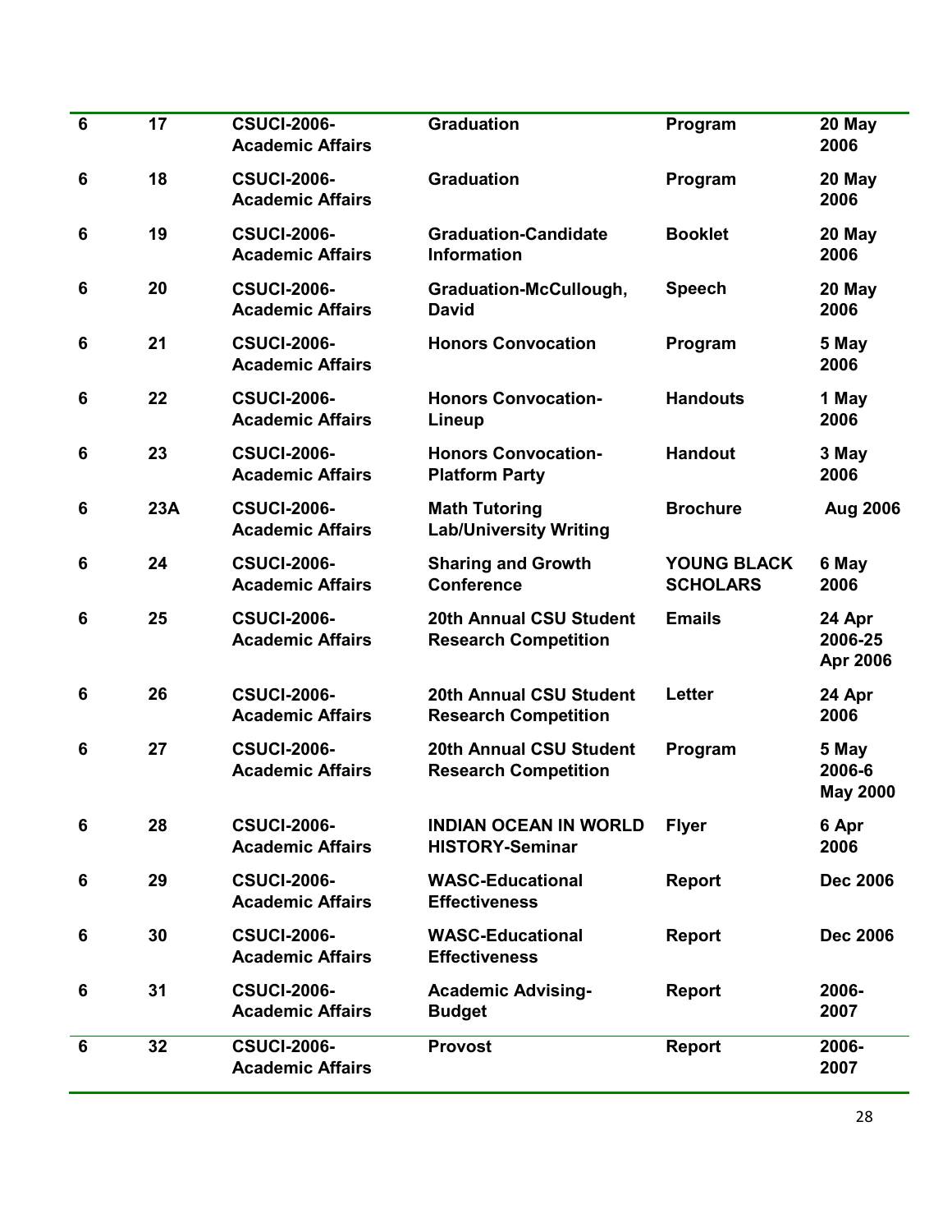| 6 | 17 | CSUCI-2006-Academic Affairs | Graduation | Program | 20 May 2006 |
|---|---|---|---|---|---|
| 6 | 18 | CSUCI-2006-Academic Affairs | Graduation | Program | 20 May 2006 |
| 6 | 19 | CSUCI-2006-Academic Affairs | Graduation-Candidate Information | Booklet | 20 May 2006 |
| 6 | 20 | CSUCI-2006-Academic Affairs | Graduation-McCullough, David | Speech | 20 May 2006 |
| 6 | 21 | CSUCI-2006-Academic Affairs | Honors Convocation | Program | 5 May 2006 |
| 6 | 22 | CSUCI-2006-Academic Affairs | Honors Convocation-Lineup | Handouts | 1 May 2006 |
| 6 | 23 | CSUCI-2006-Academic Affairs | Honors Convocation-Platform Party | Handout | 3 May 2006 |
| 6 | 23A | CSUCI-2006-Academic Affairs | Math Tutoring Lab/University Writing | Brochure | Aug 2006 |
| 6 | 24 | CSUCI-2006-Academic Affairs | Sharing and Growth Conference | YOUNG BLACK SCHOLARS | 6 May 2006 |
| 6 | 25 | CSUCI-2006-Academic Affairs | 20th Annual CSU Student Research Competition | Emails | 24 Apr 2006-25 Apr 2006 |
| 6 | 26 | CSUCI-2006-Academic Affairs | 20th Annual CSU Student Research Competition | Letter | 24 Apr 2006 |
| 6 | 27 | CSUCI-2006-Academic Affairs | 20th Annual CSU Student Research Competition | Program | 5 May 2006-6 May 2000 |
| 6 | 28 | CSUCI-2006-Academic Affairs | INDIAN OCEAN IN WORLD HISTORY-Seminar | Flyer | 6 Apr 2006 |
| 6 | 29 | CSUCI-2006-Academic Affairs | WASC-Educational Effectiveness | Report | Dec 2006 |
| 6 | 30 | CSUCI-2006-Academic Affairs | WASC-Educational Effectiveness | Report | Dec 2006 |
| 6 | 31 | CSUCI-2006-Academic Affairs | Academic Advising-Budget | Report | 2006-2007 |
| 6 | 32 | CSUCI-2006-Academic Affairs | Provost | Report | 2006-2007 |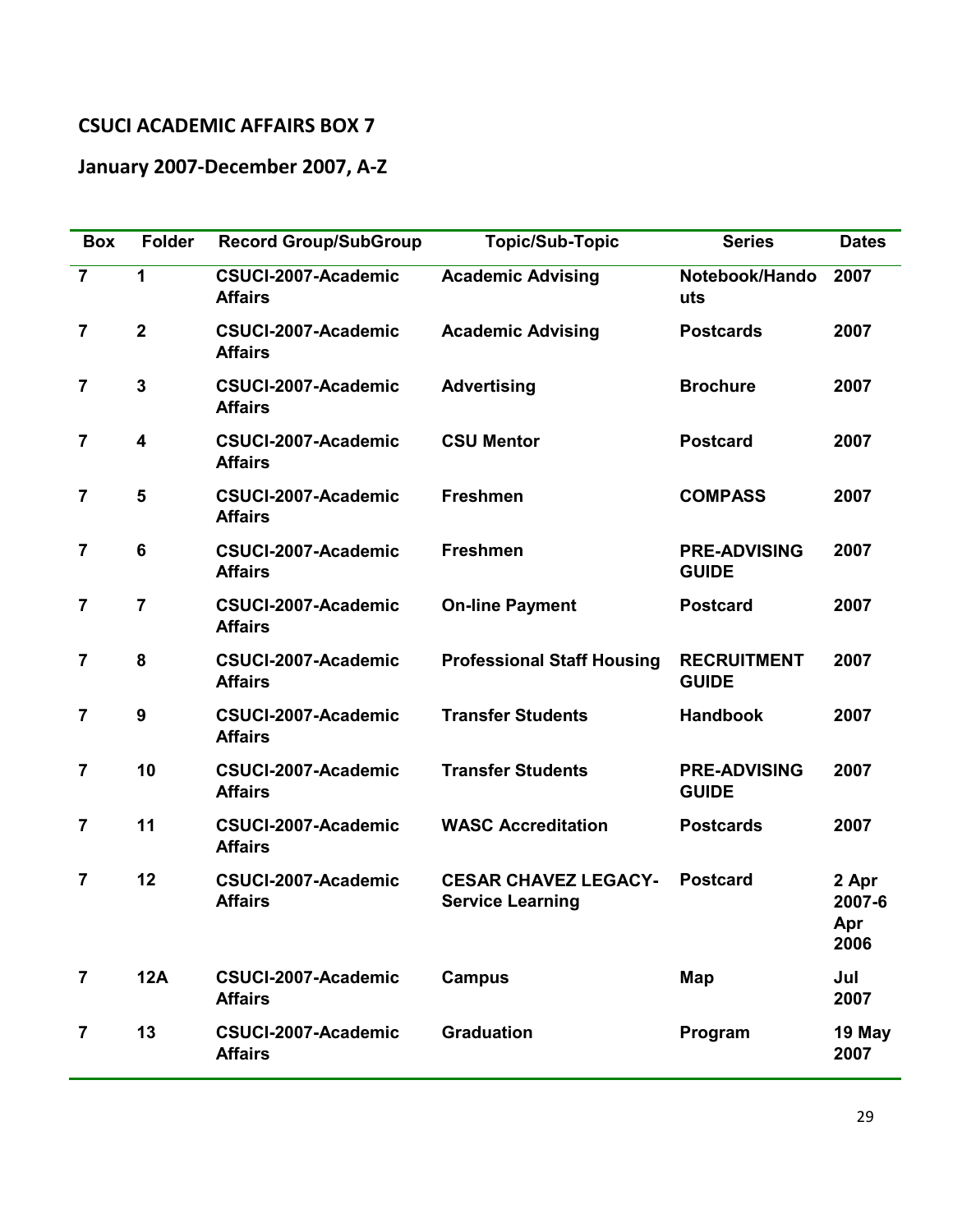## CSUCI ACADEMIC AFFAIRS BOX 7

## January 2007-December 2007, A-Z

| Box | Folder | Record Group/SubGroup | Topic/Sub-Topic | Series | Dates |
|---|---|---|---|---|---|
| 7 | 1 | CSUCI-2007-Academic Affairs | Academic Advising | Notebook/Handouts | 2007 |
| 7 | 2 | CSUCI-2007-Academic Affairs | Academic Advising | Postcards | 2007 |
| 7 | 3 | CSUCI-2007-Academic Affairs | Advertising | Brochure | 2007 |
| 7 | 4 | CSUCI-2007-Academic Affairs | CSU Mentor | Postcard | 2007 |
| 7 | 5 | CSUCI-2007-Academic Affairs | Freshmen | COMPASS | 2007 |
| 7 | 6 | CSUCI-2007-Academic Affairs | Freshmen | PRE-ADVISING GUIDE | 2007 |
| 7 | 7 | CSUCI-2007-Academic Affairs | On-line Payment | Postcard | 2007 |
| 7 | 8 | CSUCI-2007-Academic Affairs | Professional Staff Housing | RECRUITMENT GUIDE | 2007 |
| 7 | 9 | CSUCI-2007-Academic Affairs | Transfer Students | Handbook | 2007 |
| 7 | 10 | CSUCI-2007-Academic Affairs | Transfer Students | PRE-ADVISING GUIDE | 2007 |
| 7 | 11 | CSUCI-2007-Academic Affairs | WASC Accreditation | Postcards | 2007 |
| 7 | 12 | CSUCI-2007-Academic Affairs | CESAR CHAVEZ LEGACY-Service Learning | Postcard | 2 Apr 2007-6 Apr 2006 |
| 7 | 12A | CSUCI-2007-Academic Affairs | Campus | Map | Jul 2007 |
| 7 | 13 | CSUCI-2007-Academic Affairs | Graduation | Program | 19 May 2007 |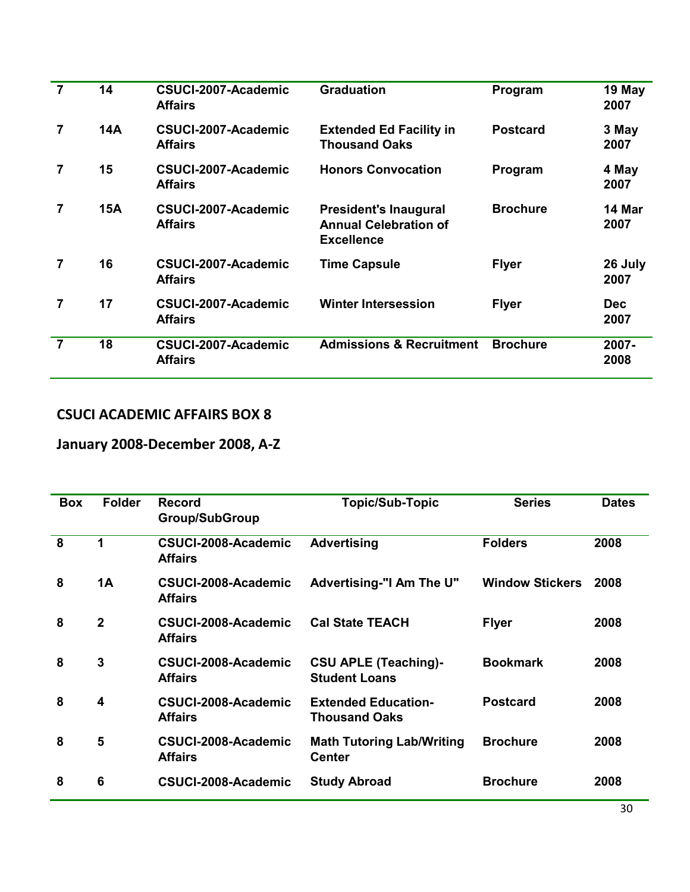| | | | | | |
|---|---|---|---|---|---|
| **7** | **14** | **CSUCI-2007-Academic Affairs** | **Graduation** | **Program** | **19 May 2007** |
| **7** | **14A** | **CSUCI-2007-Academic Affairs** | **Extended Ed Facility in Thousand Oaks** | **Postcard** | **3 May 2007** |
| **7** | **15** | **CSUCI-2007-Academic Affairs** | **Honors Convocation** | **Program** | **4 May 2007** |
| **7** | **15A** | **CSUCI-2007-Academic Affairs** | **President's Inaugural Annual Celebration of Excellence** | **Brochure** | **14 Mar 2007** |
| **7** | **16** | **CSUCI-2007-Academic Affairs** | **Time Capsule** | **Flyer** | **26 July 2007** |
| **7** | **17** | **CSUCI-2007-Academic Affairs** | **Winter Intersession** | **Flyer** | **Dec 2007** |
| **7** | **18** | **CSUCI-2007-Academic Affairs** | **Admissions & Recruitment** | **Brochure** | **2007-2008** |

## CSUCI ACADEMIC AFFAIRS BOX 8

## January 2008-December 2008, A-Z

| Box | Folder | Record Group/SubGroup | Topic/Sub-Topic | Series | Dates |
|---|---|---|---|---|---|
| **8** | **1** | **CSUCI-2008-Academic Affairs** | **Advertising** | **Folders** | **2008** |
| **8** | **1A** | **CSUCI-2008-Academic Affairs** | **Advertising-"I Am The U"** | **Window Stickers** | **2008** |
| **8** | **2** | **CSUCI-2008-Academic Affairs** | **Cal State TEACH** | **Flyer** | **2008** |
| **8** | **3** | **CSUCI-2008-Academic Affairs** | **CSU APLE (Teaching)-Student Loans** | **Bookmark** | **2008** |
| **8** | **4** | **CSUCI-2008-Academic Affairs** | **Extended Education-Thousand Oaks** | **Postcard** | **2008** |
| **8** | **5** | **CSUCI-2008-Academic Affairs** | **Math Tutoring Lab/Writing Center** | **Brochure** | **2008** |
| **8** | **6** | **CSUCI-2008-Academic** | **Study Abroad** | **Brochure** | **2008** |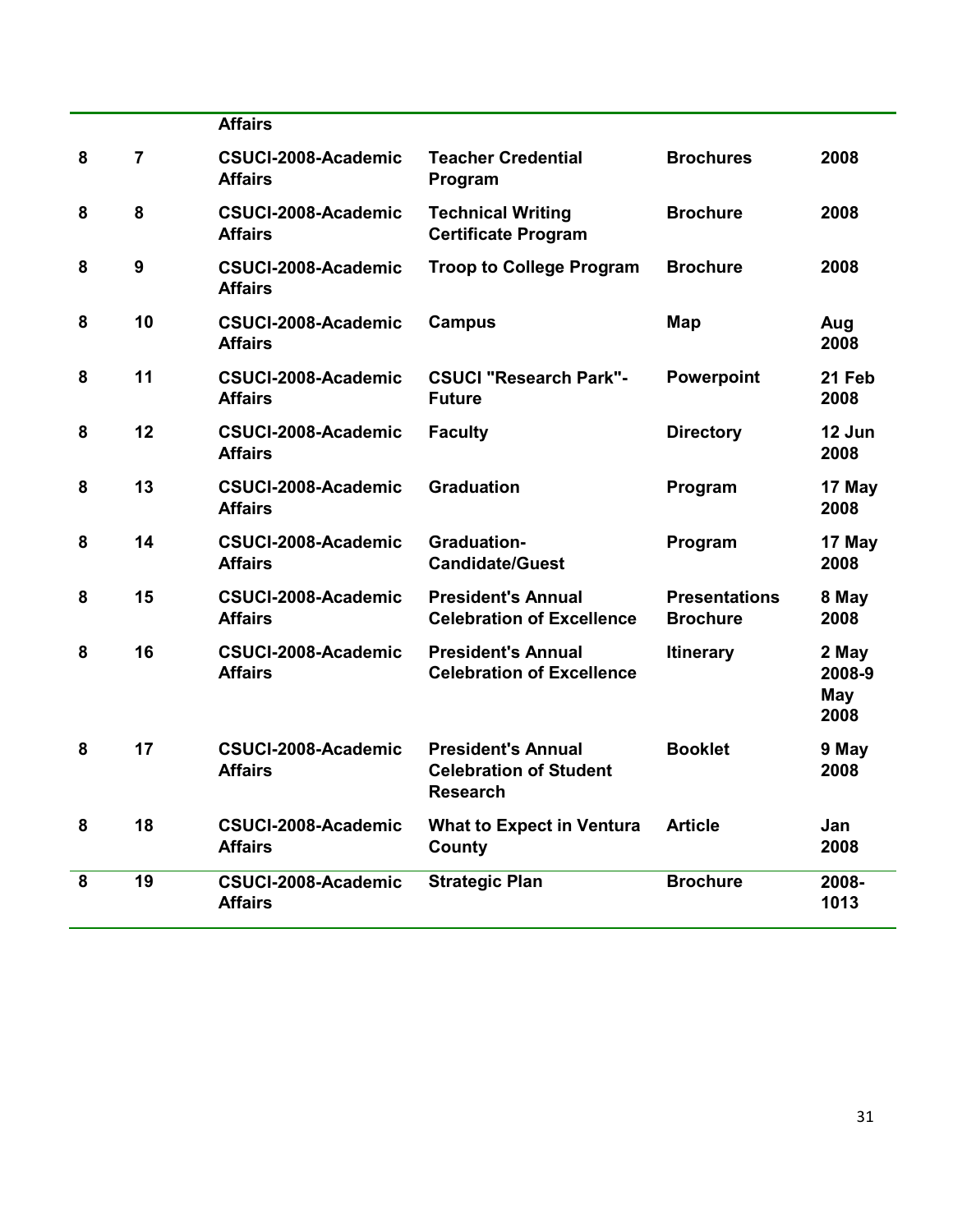| | | Affairs | | | |
|---|---|---|---|---|---|
| 8 | 7 | CSUCI-2008-Academic Affairs | Teacher Credential Program | Brochures | 2008 |
| 8 | 8 | CSUCI-2008-Academic Affairs | Technical Writing Certificate Program | Brochure | 2008 |
| 8 | 9 | CSUCI-2008-Academic Affairs | Troop to College Program | Brochure | 2008 |
| 8 | 10 | CSUCI-2008-Academic Affairs | Campus | Map | Aug 2008 |
| 8 | 11 | CSUCI-2008-Academic Affairs | CSUCI "Research Park"-Future | Powerpoint | 21 Feb 2008 |
| 8 | 12 | CSUCI-2008-Academic Affairs | Faculty | Directory | 12 Jun 2008 |
| 8 | 13 | CSUCI-2008-Academic Affairs | Graduation | Program | 17 May 2008 |
| 8 | 14 | CSUCI-2008-Academic Affairs | Graduation-Candidate/Guest | Program | 17 May 2008 |
| 8 | 15 | CSUCI-2008-Academic Affairs | President's Annual Celebration of Excellence | Presentations Brochure | 8 May 2008 |
| 8 | 16 | CSUCI-2008-Academic Affairs | President's Annual Celebration of Excellence | Itinerary | 2 May 2008-9 May 2008 |
| 8 | 17 | CSUCI-2008-Academic Affairs | President's Annual Celebration of Student Research | Booklet | 9 May 2008 |
| 8 | 18 | CSUCI-2008-Academic Affairs | What to Expect in Ventura County | Article | Jan 2008 |
| 8 | 19 | CSUCI-2008-Academic Affairs | Strategic Plan | Brochure | 2008-1013 |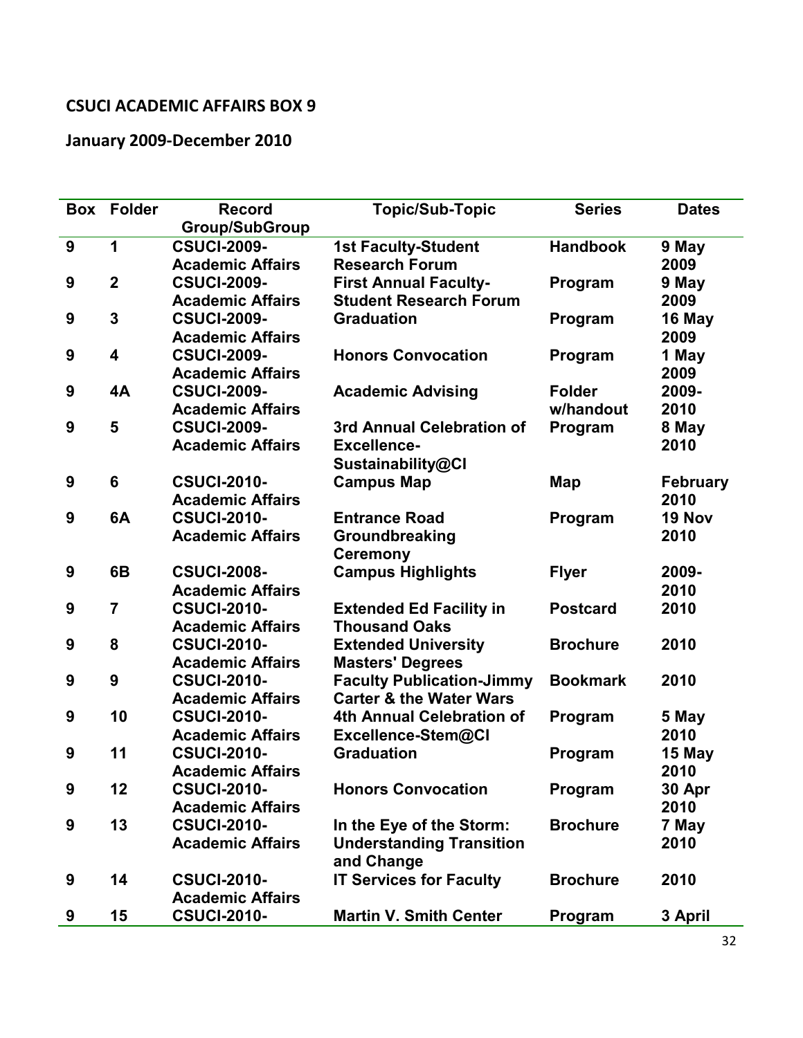## CSUCI ACADEMIC AFFAIRS BOX 9

## January 2009-December 2010

| Box | Folder | Record Group/SubGroup | Topic/Sub-Topic | Series | Dates |
|---|---|---|---|---|---|
| 9 | 1 | CSUCI-2009-Academic Affairs | 1st Faculty-Student Research Forum | Handbook | 9 May 2009 |
| 9 | 2 | CSUCI-2009-Academic Affairs | First Annual Faculty-Student Research Forum | Program | 9 May 2009 |
| 9 | 3 | CSUCI-2009-Academic Affairs | Graduation | Program | 16 May 2009 |
| 9 | 4 | CSUCI-2009-Academic Affairs | Honors Convocation | Program | 1 May 2009 |
| 9 | 4A | CSUCI-2009-Academic Affairs | Academic Advising | Folder w/handout | 2009-2010 |
| 9 | 5 | CSUCI-2009-Academic Affairs | 3rd Annual Celebration of Excellence-Sustainability@CI | Program | 8 May 2010 |
| 9 | 6 | CSUCI-2010-Academic Affairs | Campus Map | Map | February 2010 |
| 9 | 6A | CSUCI-2010-Academic Affairs | Entrance Road Groundbreaking Ceremony | Program | 19 Nov 2010 |
| 9 | 6B | CSUCI-2008-Academic Affairs | Campus Highlights | Flyer | 2009-2010 |
| 9 | 7 | CSUCI-2010-Academic Affairs | Extended Ed Facility in Thousand Oaks | Postcard | 2010 |
| 9 | 8 | CSUCI-2010-Academic Affairs | Extended University Masters' Degrees | Brochure | 2010 |
| 9 | 9 | CSUCI-2010-Academic Affairs | Faculty Publication-Jimmy Carter & the Water Wars | Bookmark | 2010 |
| 9 | 10 | CSUCI-2010-Academic Affairs | 4th Annual Celebration of Excellence-Stem@CI | Program | 5 May 2010 |
| 9 | 11 | CSUCI-2010-Academic Affairs | Graduation | Program | 15 May 2010 |
| 9 | 12 | CSUCI-2010-Academic Affairs | Honors Convocation | Program | 30 Apr 2010 |
| 9 | 13 | CSUCI-2010-Academic Affairs | In the Eye of the Storm: Understanding Transition and Change | Brochure | 7 May 2010 |
| 9 | 14 | CSUCI-2010-Academic Affairs | IT Services for Faculty | Brochure | 2010 |
| 9 | 15 | CSUCI-2010- | Martin V. Smith Center | Program | 3 April |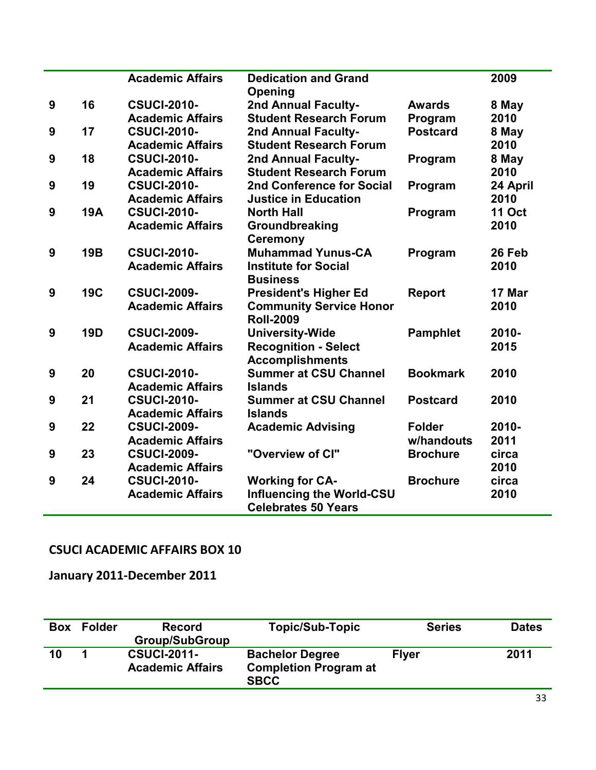| | | Academic Affairs | Dedication and Grand Opening | | 2009 |
|---|---|---|---|---|---|
| 9 | 16 | CSUCI-2010-Academic Affairs | 2nd Annual Faculty-Student Research Forum | Awards Program | 8 May 2010 |
| 9 | 17 | CSUCI-2010-Academic Affairs | 2nd Annual Faculty-Student Research Forum | Postcard | 8 May 2010 |
| 9 | 18 | CSUCI-2010-Academic Affairs | 2nd Annual Faculty-Student Research Forum | Program | 8 May 2010 |
| 9 | 19 | CSUCI-2010-Academic Affairs | 2nd Conference for Social Justice in Education | Program | 24 April 2010 |
| 9 | 19A | CSUCI-2010-Academic Affairs | North Hall Groundbreaking Ceremony | Program | 11 Oct 2010 |
| 9 | 19B | CSUCI-2010-Academic Affairs | Muhammad Yunus-CA Institute for Social Business | Program | 26 Feb 2010 |
| 9 | 19C | CSUCI-2009-Academic Affairs | President's Higher Ed Community Service Honor Roll-2009 | Report | 17 Mar 2010 |
| 9 | 19D | CSUCI-2009-Academic Affairs | University-Wide Recognition - Select Accomplishments | Pamphlet | 2010-2015 |
| 9 | 20 | CSUCI-2010-Academic Affairs | Summer at CSU Channel Islands | Bookmark | 2010 |
| 9 | 21 | CSUCI-2010-Academic Affairs | Summer at CSU Channel Islands | Postcard | 2010 |
| 9 | 22 | CSUCI-2009-Academic Affairs | Academic Advising | Folder w/handouts | 2010-2011 |
| 9 | 23 | CSUCI-2009-Academic Affairs | "Overview of CI" | Brochure | circa 2010 |
| 9 | 24 | CSUCI-2010-Academic Affairs | Working for CA-Influencing the World-CSU Celebrates 50 Years | Brochure | circa 2010 |

## CSUCI ACADEMIC AFFAIRS BOX 10

## January 2011-December 2011

| Box | Folder | Record Group/SubGroup | Topic/Sub-Topic | Series | Dates |
|---|---|---|---|---|---|
| 10 | 1 | CSUCI-2011-Academic Affairs | Bachelor Degree Completion Program at SBCC | Flyer | 2011 |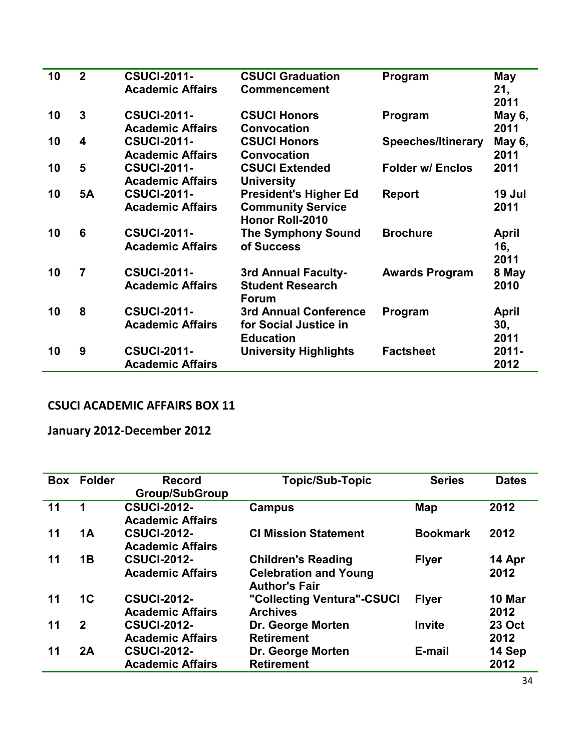| | | | | | |
|---|---|---|---|---|---|
| 10 | 2 | CSUCI-2011-Academic Affairs | CSUCI Graduation Commencement | Program | May 21, 2011 |
| 10 | 3 | CSUCI-2011-Academic Affairs | CSUCI Honors Convocation | Program | May 6, 2011 |
| 10 | 4 | CSUCI-2011-Academic Affairs | CSUCI Honors Convocation | Speeches/Itinerary | May 6, 2011 |
| 10 | 5 | CSUCI-2011-Academic Affairs | CSUCI Extended University | Folder w/ Enclos | 2011 |
| 10 | 5A | CSUCI-2011-Academic Affairs | President's Higher Ed Community Service Honor Roll-2010 | Report | 19 Jul 2011 |
| 10 | 6 | CSUCI-2011-Academic Affairs | The Symphony Sound of Success | Brochure | April 16, 2011 |
| 10 | 7 | CSUCI-2011-Academic Affairs | 3rd Annual Faculty-Student Research Forum | Awards Program | 8 May 2010 |
| 10 | 8 | CSUCI-2011-Academic Affairs | 3rd Annual Conference for Social Justice in Education | Program | April 30, 2011 |
| 10 | 9 | CSUCI-2011-Academic Affairs | University Highlights | Factsheet | 2011-2012 |

**CSUCI ACADEMIC AFFAIRS BOX 11**

**January 2012-December 2012**

| Box | Folder | Record Group/SubGroup | Topic/Sub-Topic | Series | Dates |
|---|---|---|---|---|---|
| 11 | 1 | CSUCI-2012-Academic Affairs | Campus | Map | 2012 |
| 11 | 1A | CSUCI-2012-Academic Affairs | CI Mission Statement | Bookmark | 2012 |
| 11 | 1B | CSUCI-2012-Academic Affairs | Children's Reading Celebration and Young Author's Fair | Flyer | 14 Apr 2012 |
| 11 | 1C | CSUCI-2012-Academic Affairs | "Collecting Ventura"-CSUCI Archives | Flyer | 10 Mar 2012 |
| 11 | 2 | CSUCI-2012-Academic Affairs | Dr. George Morten Retirement | Invite | 23 Oct 2012 |
| 11 | 2A | CSUCI-2012-Academic Affairs | Dr. George Morten Retirement | E-mail | 14 Sep 2012 |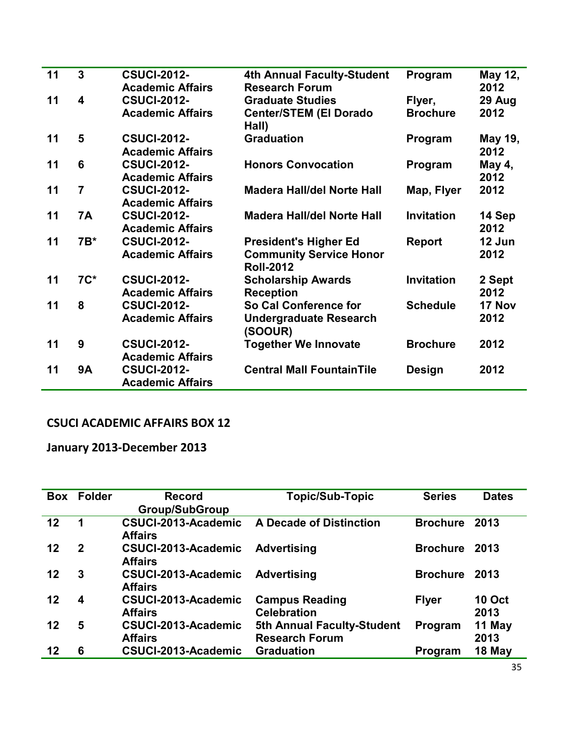| | | | | | |
|---|---|---|---|---|---|
| 11 | 3 | CSUCI-2012-Academic Affairs | 4th Annual Faculty-Student Research Forum | Program | May 12, 2012 |
| 11 | 4 | CSUCI-2012-Academic Affairs | Graduate Studies Center/STEM (El Dorado Hall) | Flyer, Brochure | 29 Aug 2012 |
| 11 | 5 | CSUCI-2012-Academic Affairs | Graduation | Program | May 19, 2012 |
| 11 | 6 | CSUCI-2012-Academic Affairs | Honors Convocation | Program | May 4, 2012 |
| 11 | 7 | CSUCI-2012-Academic Affairs | Madera Hall/del Norte Hall | Map, Flyer | 2012 |
| 11 | 7A | CSUCI-2012-Academic Affairs | Madera Hall/del Norte Hall | Invitation | 14 Sep 2012 |
| 11 | 7B* | CSUCI-2012-Academic Affairs | President's Higher Ed Community Service Honor Roll-2012 | Report | 12 Jun 2012 |
| 11 | 7C* | CSUCI-2012-Academic Affairs | Scholarship Awards Reception | Invitation | 2 Sept 2012 |
| 11 | 8 | CSUCI-2012-Academic Affairs | So Cal Conference for Undergraduate Research (SOOUR) | Schedule | 17 Nov 2012 |
| 11 | 9 | CSUCI-2012-Academic Affairs | Together We Innovate | Brochure | 2012 |
| 11 | 9A | CSUCI-2012-Academic Affairs | Central Mall FountainTile | Design | 2012 |

## CSUCI ACADEMIC AFFAIRS BOX 12

**January 2013-December 2013**

| Box | Folder | Record Group/SubGroup | Topic/Sub-Topic | Series | Dates |
|---|---|---|---|---|---|
| 12 | 1 | CSUCI-2013-Academic Affairs | A Decade of Distinction | Brochure | 2013 |
| 12 | 2 | CSUCI-2013-Academic Affairs | Advertising | Brochure | 2013 |
| 12 | 3 | CSUCI-2013-Academic Affairs | Advertising | Brochure | 2013 |
| 12 | 4 | CSUCI-2013-Academic Affairs | Campus Reading Celebration | Flyer | 10 Oct 2013 |
| 12 | 5 | CSUCI-2013-Academic Affairs | 5th Annual Faculty-Student Research Forum | Program | 11 May 2013 |
| 12 | 6 | CSUCI-2013-Academic | Graduation | Program | 18 May |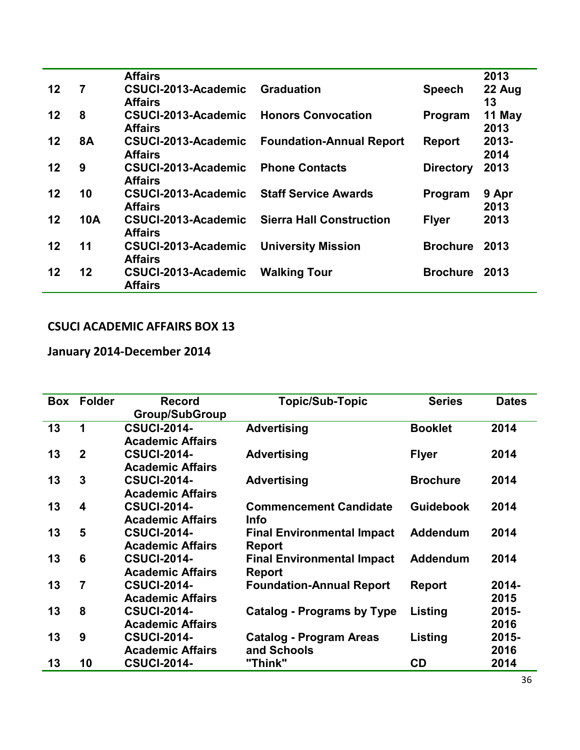| | | Affairs | | | 2013 |
|---|---|---|---|---|---|
| 12 | 7 | CSUCI-2013-Academic Affairs | Graduation | Speech | 22 Aug 13 |
| 12 | 8 | CSUCI-2013-Academic Affairs | Honors Convocation | Program | 11 May 2013 |
| 12 | 8A | CSUCI-2013-Academic Affairs | Foundation-Annual Report | Report | 2013-2014 |
| 12 | 9 | CSUCI-2013-Academic Affairs | Phone Contacts | Directory | 2013 |
| 12 | 10 | CSUCI-2013-Academic Affairs | Staff Service Awards | Program | 9 Apr 2013 |
| 12 | 10A | CSUCI-2013-Academic Affairs | Sierra Hall Construction | Flyer | 2013 |
| 12 | 11 | CSUCI-2013-Academic Affairs | University Mission | Brochure | 2013 |
| 12 | 12 | CSUCI-2013-Academic Affairs | Walking Tour | Brochure | 2013 |

## CSUCI ACADEMIC AFFAIRS BOX 13

## January 2014-December 2014

| Box | Folder | Record Group/SubGroup | Topic/Sub-Topic | Series | Dates |
|---|---|---|---|---|---|
| 13 | 1 | CSUCI-2014-Academic Affairs | Advertising | Booklet | 2014 |
| 13 | 2 | CSUCI-2014-Academic Affairs | Advertising | Flyer | 2014 |
| 13 | 3 | CSUCI-2014-Academic Affairs | Advertising | Brochure | 2014 |
| 13 | 4 | CSUCI-2014-Academic Affairs | Commencement Candidate Info | Guidebook | 2014 |
| 13 | 5 | CSUCI-2014-Academic Affairs | Final Environmental Impact Report | Addendum | 2014 |
| 13 | 6 | CSUCI-2014-Academic Affairs | Final Environmental Impact Report | Addendum | 2014 |
| 13 | 7 | CSUCI-2014-Academic Affairs | Foundation-Annual Report | Report | 2014-2015 |
| 13 | 8 | CSUCI-2014-Academic Affairs | Catalog - Programs by Type | Listing | 2015-2016 |
| 13 | 9 | CSUCI-2014-Academic Affairs | Catalog - Program Areas and Schools | Listing | 2015-2016 |
| 13 | 10 | CSUCI-2014- | "Think" | CD | 2014 |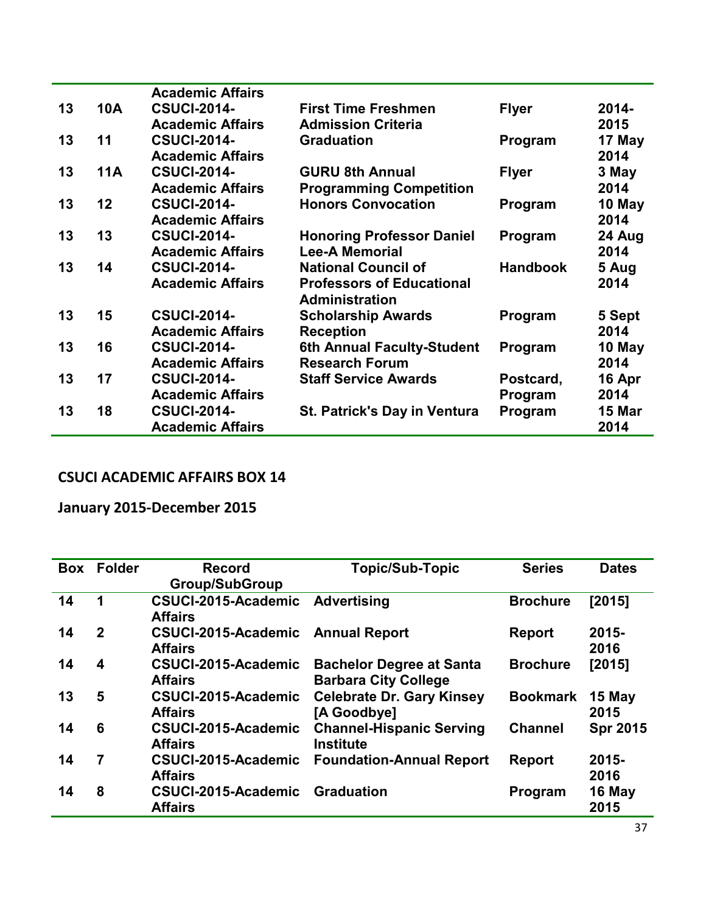| | | | | | |
|---|---|---|---|---|---|
| | | Academic Affairs | | | |
| 13 | 10A | CSUCI-2014-Academic Affairs | First Time Freshmen Admission Criteria | Flyer | 2014-2015 |
| 13 | 11 | CSUCI-2014-Academic Affairs | Graduation | Program | 17 May 2014 |
| 13 | 11A | CSUCI-2014-Academic Affairs | GURU 8th Annual Programming Competition | Flyer | 3 May 2014 |
| 13 | 12 | CSUCI-2014-Academic Affairs | Honors Convocation | Program | 10 May 2014 |
| 13 | 13 | CSUCI-2014-Academic Affairs | Honoring Professor Daniel Lee-A Memorial | Program | 24 Aug 2014 |
| 13 | 14 | CSUCI-2014-Academic Affairs | National Council of Professors of Educational Administration | Handbook | 5 Aug 2014 |
| 13 | 15 | CSUCI-2014-Academic Affairs | Scholarship Awards Reception | Program | 5 Sept 2014 |
| 13 | 16 | CSUCI-2014-Academic Affairs | 6th Annual Faculty-Student Research Forum | Program | 10 May 2014 |
| 13 | 17 | CSUCI-2014-Academic Affairs | Staff Service Awards | Postcard, Program | 16 Apr 2014 |
| 13 | 18 | CSUCI-2014-Academic Affairs | St. Patrick's Day in Ventura | Program | 15 Mar 2014 |

**CSUCI ACADEMIC AFFAIRS BOX 14**

**January 2015-December 2015**

| Box | Folder | Record Group/SubGroup | Topic/Sub-Topic | Series | Dates |
|---|---|---|---|---|---|
| 14 | 1 | CSUCI-2015-Academic Affairs | Advertising | Brochure | [2015] |
| 14 | 2 | CSUCI-2015-Academic Affairs | Annual Report | Report | 2015-2016 |
| 14 | 4 | CSUCI-2015-Academic Affairs | Bachelor Degree at Santa Barbara City College | Brochure | [2015] |
| 13 | 5 | CSUCI-2015-Academic Affairs | Celebrate Dr. Gary Kinsey [A Goodbye] | Bookmark | 15 May 2015 |
| 14 | 6 | CSUCI-2015-Academic Affairs | Channel-Hispanic Serving Institute | Channel | Spr 2015 |
| 14 | 7 | CSUCI-2015-Academic Affairs | Foundation-Annual Report | Report | 2015-2016 |
| 14 | 8 | CSUCI-2015-Academic Affairs | Graduation | Program | 16 May 2015 |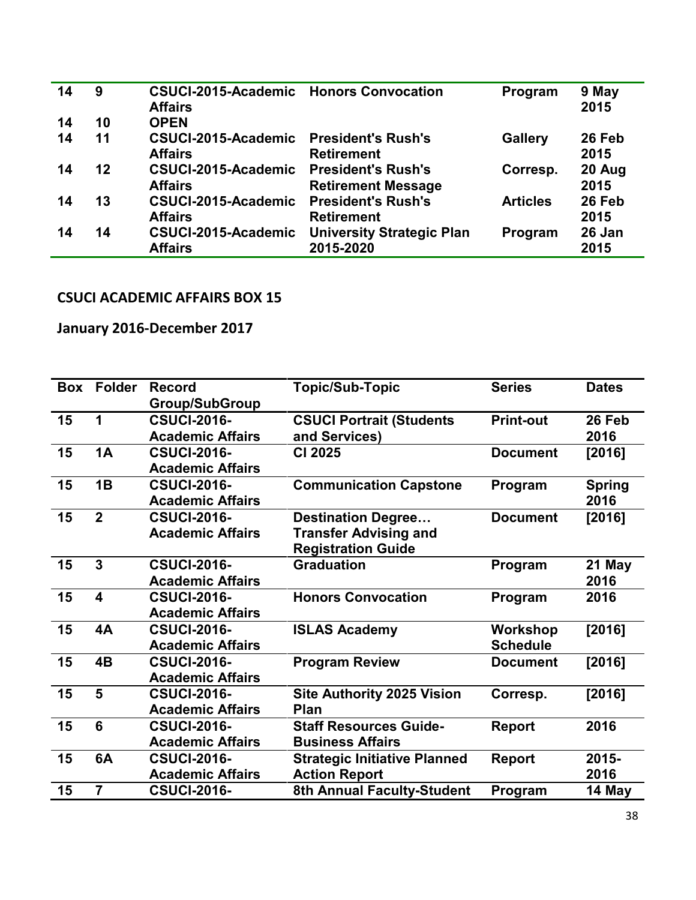| | | | | | |
|---|---|---|---|---|---|
| 14 | 9 | CSUCI-2015-Academic Affairs | Honors Convocation | Program | 9 May 2015 |
| 14 | 10 | OPEN | | | |
| 14 | 11 | CSUCI-2015-Academic Affairs | President's Rush's Retirement | Gallery | 26 Feb 2015 |
| 14 | 12 | CSUCI-2015-Academic Affairs | President's Rush's Retirement Message | Corresp. | 20 Aug 2015 |
| 14 | 13 | CSUCI-2015-Academic Affairs | President's Rush's Retirement | Articles | 26 Feb 2015 |
| 14 | 14 | CSUCI-2015-Academic Affairs | University Strategic Plan 2015-2020 | Program | 26 Jan 2015 |

## CSUCI ACADEMIC AFFAIRS BOX 15

### January 2016-December 2017

| Box | Folder | Record Group/SubGroup | Topic/Sub-Topic | Series | Dates |
|---|---|---|---|---|---|
| 15 | 1 | CSUCI-2016-Academic Affairs | CSUCI Portrait (Students and Services) | Print-out | 26 Feb 2016 |
| 15 | 1A | CSUCI-2016-Academic Affairs | CI 2025 | Document | [2016] |
| 15 | 1B | CSUCI-2016-Academic Affairs | Communication Capstone | Program | Spring 2016 |
| 15 | 2 | CSUCI-2016-Academic Affairs | Destination Degree… Transfer Advising and Registration Guide | Document | [2016] |
| 15 | 3 | CSUCI-2016-Academic Affairs | Graduation | Program | 21 May 2016 |
| 15 | 4 | CSUCI-2016-Academic Affairs | Honors Convocation | Program | 2016 |
| 15 | 4A | CSUCI-2016-Academic Affairs | ISLAS Academy | Workshop Schedule | [2016] |
| 15 | 4B | CSUCI-2016-Academic Affairs | Program Review | Document | [2016] |
| 15 | 5 | CSUCI-2016-Academic Affairs | Site Authority 2025 Vision Plan | Corresp. | [2016] |
| 15 | 6 | CSUCI-2016-Academic Affairs | Staff Resources Guide-Business Affairs | Report | 2016 |
| 15 | 6A | CSUCI-2016-Academic Affairs | Strategic Initiative Planned Action Report | Report | 2015-2016 |
| 15 | 7 | CSUCI-2016- | 8th Annual Faculty-Student | Program | 14 May |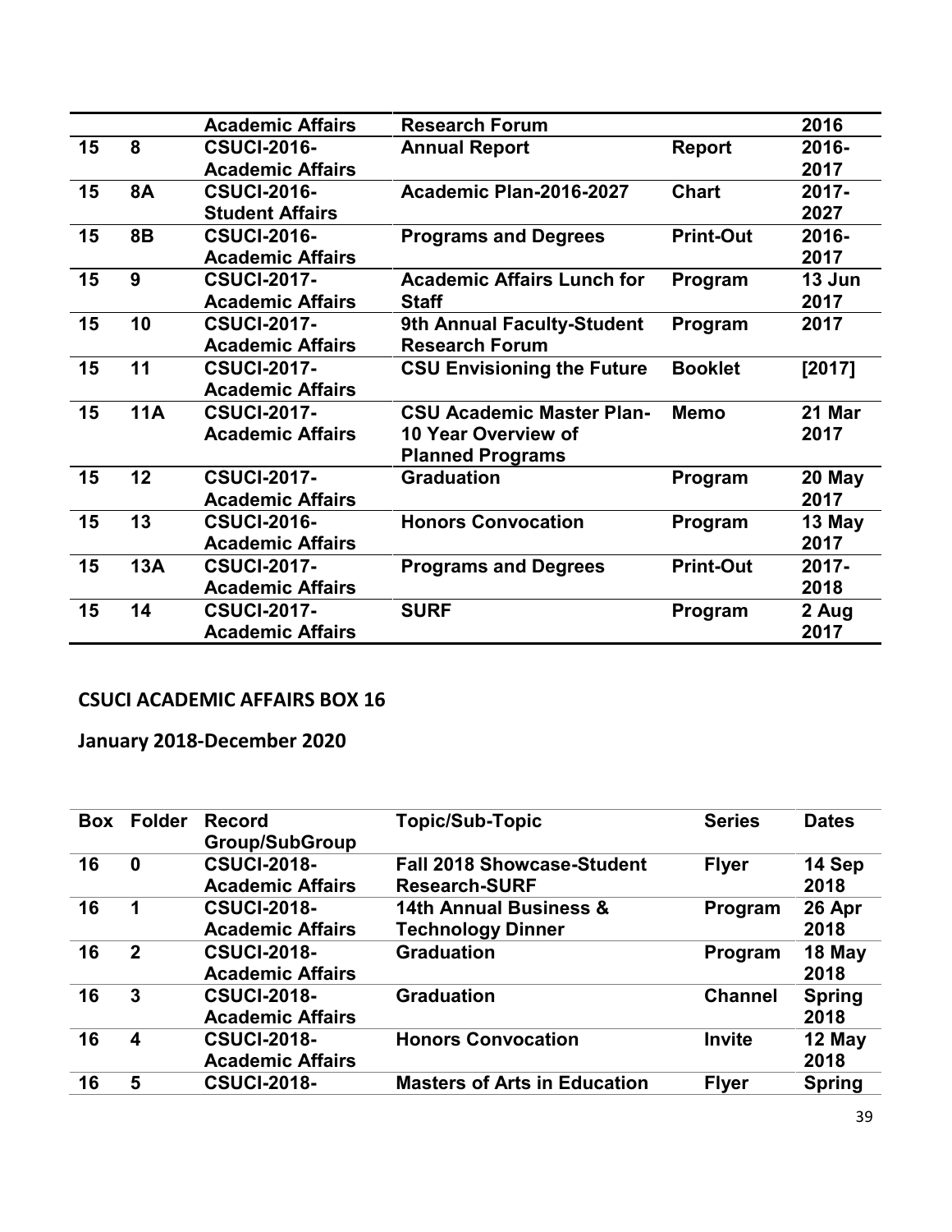| | | | | | |
|---|---|---|---|---|---|
| | | **Academic Affairs** | **Research Forum** | | **2016** |
| **15** | **8** | **CSUCI-2016-Academic Affairs** | **Annual Report** | **Report** | **2016-2017** |
| **15** | **8A** | **CSUCI-2016-Student Affairs** | **Academic Plan-2016-2027** | **Chart** | **2017-2027** |
| **15** | **8B** | **CSUCI-2016-Academic Affairs** | **Programs and Degrees** | **Print-Out** | **2016-2017** |
| **15** | **9** | **CSUCI-2017-Academic Affairs** | **Academic Affairs Lunch for Staff** | **Program** | **13 Jun 2017** |
| **15** | **10** | **CSUCI-2017-Academic Affairs** | **9th Annual Faculty-Student Research Forum** | **Program** | **2017** |
| **15** | **11** | **CSUCI-2017-Academic Affairs** | **CSU Envisioning the Future** | **Booklet** | **[2017]** |
| **15** | **11A** | **CSUCI-2017-Academic Affairs** | **CSU Academic Master Plan-10 Year Overview of Planned Programs** | **Memo** | **21 Mar 2017** |
| **15** | **12** | **CSUCI-2017-Academic Affairs** | **Graduation** | **Program** | **20 May 2017** |
| **15** | **13** | **CSUCI-2016-Academic Affairs** | **Honors Convocation** | **Program** | **13 May 2017** |
| **15** | **13A** | **CSUCI-2017-Academic Affairs** | **Programs and Degrees** | **Print-Out** | **2017-2018** |
| **15** | **14** | **CSUCI-2017-Academic Affairs** | **SURF** | **Program** | **2 Aug 2017** |

## CSUCI ACADEMIC AFFAIRS BOX 16

## January 2018-December 2020

| Box | Folder | Record Group/SubGroup | Topic/Sub-Topic | Series | Dates |
|---|---|---|---|---|---|
| **16** | **0** | **CSUCI-2018-Academic Affairs** | **Fall 2018 Showcase-Student Research-SURF** | **Flyer** | **14 Sep 2018** |
| **16** | **1** | **CSUCI-2018-Academic Affairs** | **14th Annual Business & Technology Dinner** | **Program** | **26 Apr 2018** |
| **16** | **2** | **CSUCI-2018-Academic Affairs** | **Graduation** | **Program** | **18 May 2018** |
| **16** | **3** | **CSUCI-2018-Academic Affairs** | **Graduation** | **Channel** | **Spring 2018** |
| **16** | **4** | **CSUCI-2018-Academic Affairs** | **Honors Convocation** | **Invite** | **12 May 2018** |
| **16** | **5** | **CSUCI-2018-** | **Masters of Arts in Education** | **Flyer** | **Spring** |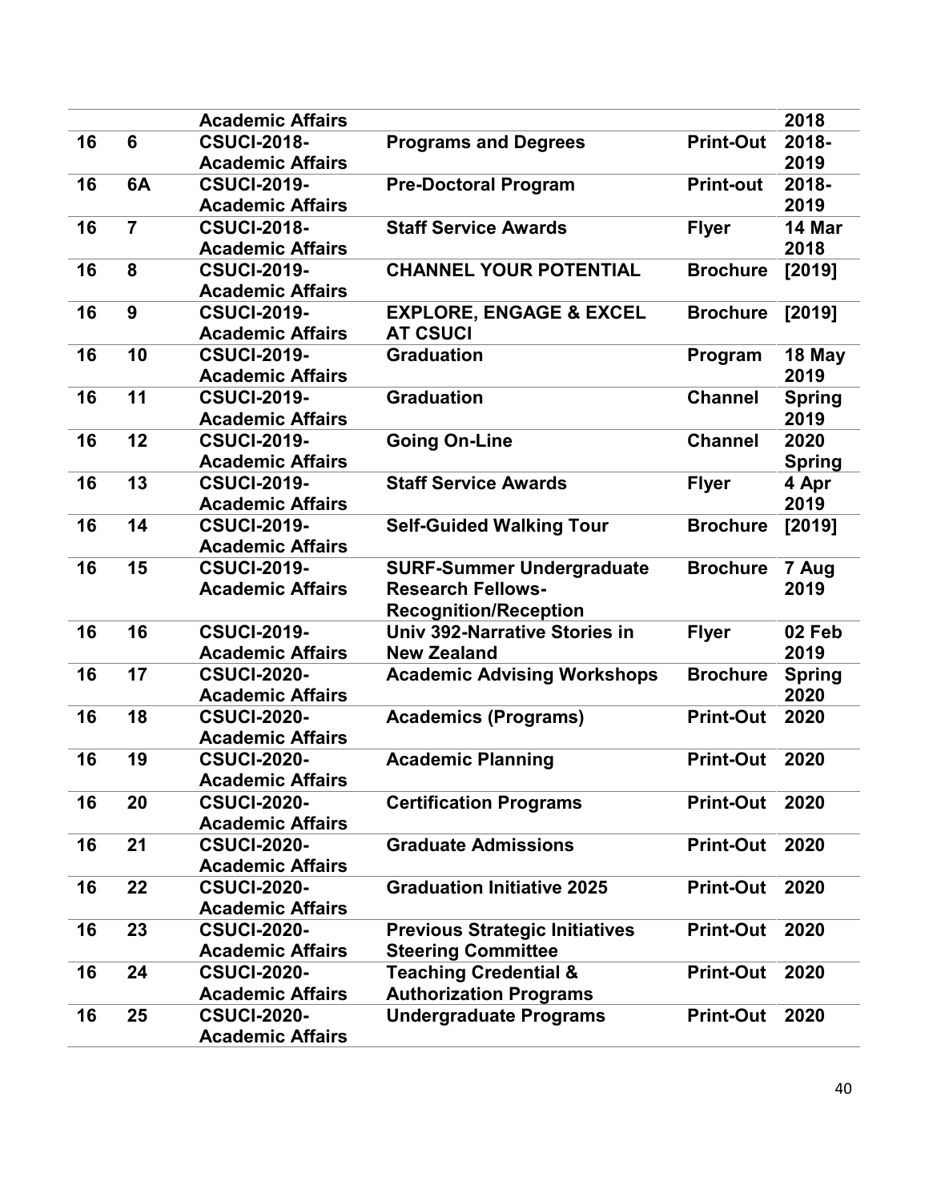| | | | | | |
|---|---|---|---|---|---|
| | | **Academic Affairs** | | | **2018** |
| **16** | **6** | **CSUCI-2018-Academic Affairs** | **Programs and Degrees** | **Print-Out** | **2018-2019** |
| **16** | **6A** | **CSUCI-2019-Academic Affairs** | **Pre-Doctoral Program** | **Print-out** | **2018-2019** |
| **16** | **7** | **CSUCI-2018-Academic Affairs** | **Staff Service Awards** | **Flyer** | **14 Mar 2018** |
| **16** | **8** | **CSUCI-2019-Academic Affairs** | **CHANNEL YOUR POTENTIAL** | **Brochure** | **[2019]** |
| **16** | **9** | **CSUCI-2019-Academic Affairs** | **EXPLORE, ENGAGE & EXCEL AT CSUCI** | **Brochure** | **[2019]** |
| **16** | **10** | **CSUCI-2019-Academic Affairs** | **Graduation** | **Program** | **18 May 2019** |
| **16** | **11** | **CSUCI-2019-Academic Affairs** | **Graduation** | **Channel** | **Spring 2019** |
| **16** | **12** | **CSUCI-2019-Academic Affairs** | **Going On-Line** | **Channel** | **2020 Spring** |
| **16** | **13** | **CSUCI-2019-Academic Affairs** | **Staff Service Awards** | **Flyer** | **4 Apr 2019** |
| **16** | **14** | **CSUCI-2019-Academic Affairs** | **Self-Guided Walking Tour** | **Brochure** | **[2019]** |
| **16** | **15** | **CSUCI-2019-Academic Affairs** | **SURF-Summer Undergraduate Research Fellows-Recognition/Reception** | **Brochure** | **7 Aug 2019** |
| **16** | **16** | **CSUCI-2019-Academic Affairs** | **Univ 392-Narrative Stories in New Zealand** | **Flyer** | **02 Feb 2019** |
| **16** | **17** | **CSUCI-2020-Academic Affairs** | **Academic Advising Workshops** | **Brochure** | **Spring 2020** |
| **16** | **18** | **CSUCI-2020-Academic Affairs** | **Academics (Programs)** | **Print-Out** | **2020** |
| **16** | **19** | **CSUCI-2020-Academic Affairs** | **Academic Planning** | **Print-Out** | **2020** |
| **16** | **20** | **CSUCI-2020-Academic Affairs** | **Certification Programs** | **Print-Out** | **2020** |
| **16** | **21** | **CSUCI-2020-Academic Affairs** | **Graduate Admissions** | **Print-Out** | **2020** |
| **16** | **22** | **CSUCI-2020-Academic Affairs** | **Graduation Initiative 2025** | **Print-Out** | **2020** |
| **16** | **23** | **CSUCI-2020-Academic Affairs** | **Previous Strategic Initiatives Steering Committee** | **Print-Out** | **2020** |
| **16** | **24** | **CSUCI-2020-Academic Affairs** | **Teaching Credential & Authorization Programs** | **Print-Out** | **2020** |
| **16** | **25** | **CSUCI-2020-Academic Affairs** | **Undergraduate Programs** | **Print-Out** | **2020** |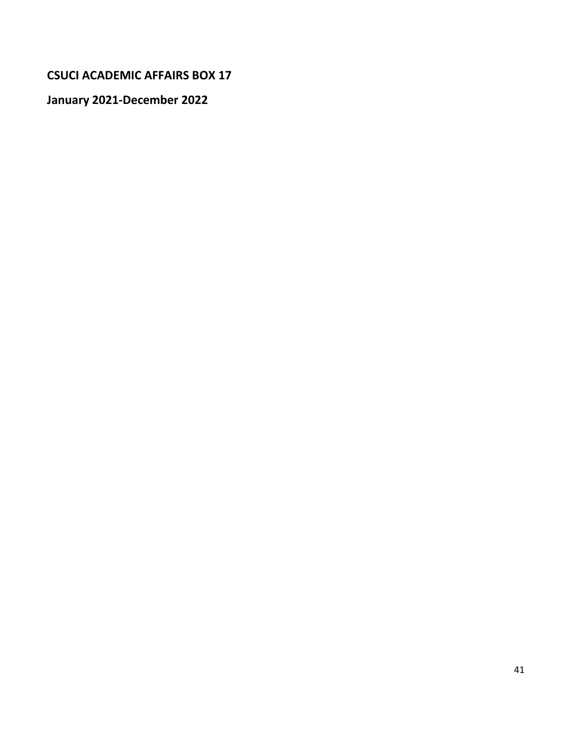**CSUCI ACADEMIC AFFAIRS BOX 17**

**January 2021-December 2022**